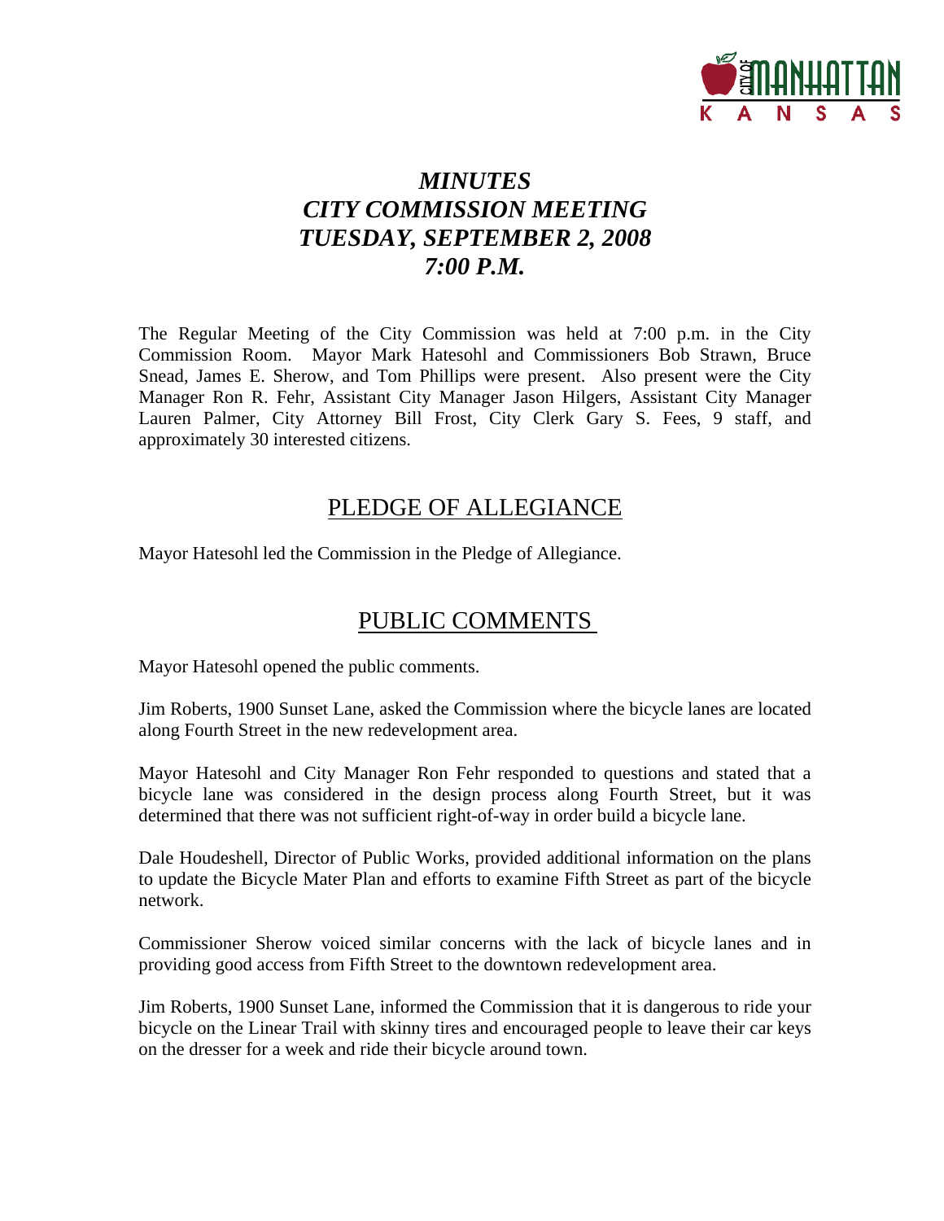# *MINUTES*
# *CITY COMMISSION MEETING*
# *TUESDAY, SEPTEMBER 2, 2008*
# *7:00 P.M.*

The Regular Meeting of the City Commission was held at 7:00 p.m. in the City Commission Room. Mayor Mark Hatesohl and Commissioners Bob Strawn, Bruce Snead, James E. Sherow, and Tom Phillips were present. Also present were the City Manager Ron R. Fehr, Assistant City Manager Jason Hilgers, Assistant City Manager Lauren Palmer, City Attorney Bill Frost, City Clerk Gary S. Fees, 9 staff, and approximately 30 interested citizens.

## PLEDGE OF ALLEGIANCE

Mayor Hatesohl led the Commission in the Pledge of Allegiance.

## PUBLIC COMMENTS

Mayor Hatesohl opened the public comments.

Jim Roberts, 1900 Sunset Lane, asked the Commission where the bicycle lanes are located along Fourth Street in the new redevelopment area.

Mayor Hatesohl and City Manager Ron Fehr responded to questions and stated that a bicycle lane was considered in the design process along Fourth Street, but it was determined that there was not sufficient right-of-way in order build a bicycle lane.

Dale Houdeshell, Director of Public Works, provided additional information on the plans to update the Bicycle Mater Plan and efforts to examine Fifth Street as part of the bicycle network.

Commissioner Sherow voiced similar concerns with the lack of bicycle lanes and in providing good access from Fifth Street to the downtown redevelopment area.

Jim Roberts, 1900 Sunset Lane, informed the Commission that it is dangerous to ride your bicycle on the Linear Trail with skinny tires and encouraged people to leave their car keys on the dresser for a week and ride their bicycle around town.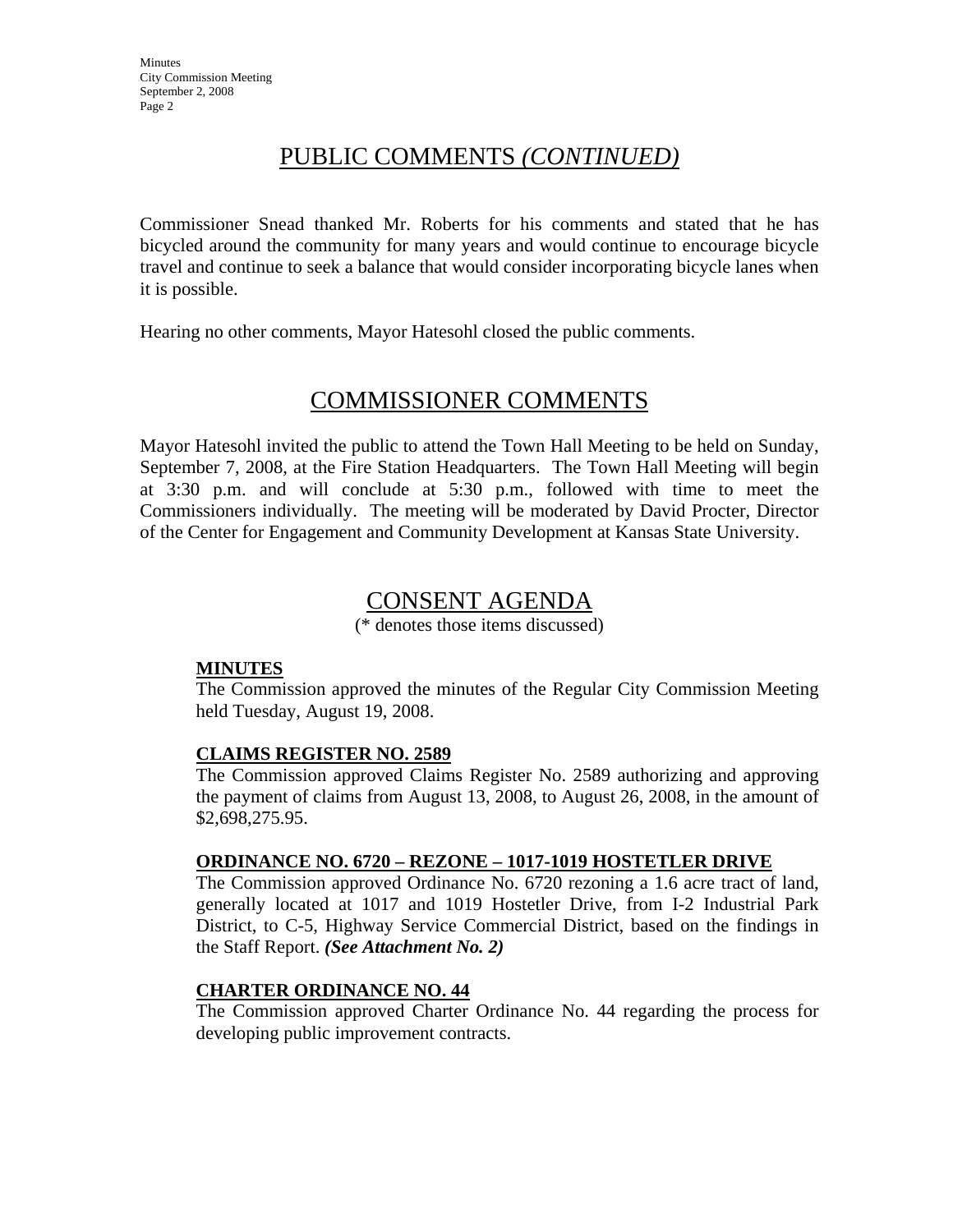## PUBLIC COMMENTS *(CONTINUED)*

Commissioner Snead thanked Mr. Roberts for his comments and stated that he has bicycled around the community for many years and would continue to encourage bicycle travel and continue to seek a balance that would consider incorporating bicycle lanes when it is possible.

Hearing no other comments, Mayor Hatesohl closed the public comments.

## COMMISSIONER COMMENTS

Mayor Hatesohl invited the public to attend the Town Hall Meeting to be held on Sunday, September 7, 2008, at the Fire Station Headquarters. The Town Hall Meeting will begin at 3:30 p.m. and will conclude at 5:30 p.m., followed with time to meet the Commissioners individually. The meeting will be moderated by David Procter, Director of the Center for Engagement and Community Development at Kansas State University.

## CONSENT AGENDA

(* denotes those items discussed)

**MINUTES**

The Commission approved the minutes of the Regular City Commission Meeting held Tuesday, August 19, 2008.

**CLAIMS REGISTER NO. 2589**

The Commission approved Claims Register No. 2589 authorizing and approving the payment of claims from August 13, 2008, to August 26, 2008, in the amount of $2,698,275.95.

**ORDINANCE NO. 6720 – REZONE – 1017-1019 HOSTETLER DRIVE**

The Commission approved Ordinance No. 6720 rezoning a 1.6 acre tract of land, generally located at 1017 and 1019 Hostetler Drive, from I-2 Industrial Park District, to C-5, Highway Service Commercial District, based on the findings in the Staff Report. ***(See Attachment No. 2)***

**CHARTER ORDINANCE NO. 44**

The Commission approved Charter Ordinance No. 44 regarding the process for developing public improvement contracts.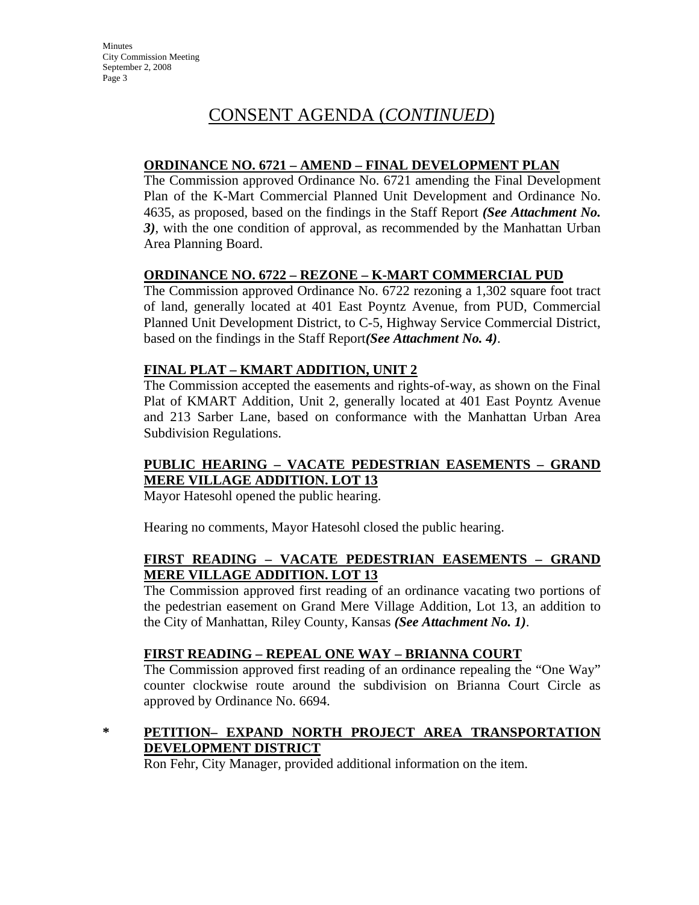# CONSENT AGENDA (*CONTINUED*)

**ORDINANCE NO. 6721 – AMEND – FINAL DEVELOPMENT PLAN**

The Commission approved Ordinance No. 6721 amending the Final Development Plan of the K-Mart Commercial Planned Unit Development and Ordinance No. 4635, as proposed, based on the findings in the Staff Report ***(See Attachment No. 3)***, with the one condition of approval, as recommended by the Manhattan Urban Area Planning Board.

**ORDINANCE NO. 6722 – REZONE – K-MART COMMERCIAL PUD**

The Commission approved Ordinance No. 6722 rezoning a 1,302 square foot tract of land, generally located at 401 East Poyntz Avenue, from PUD, Commercial Planned Unit Development District, to C-5, Highway Service Commercial District, based on the findings in the Staff Report***(See Attachment No. 4)***.

**FINAL PLAT – KMART ADDITION, UNIT 2**

The Commission accepted the easements and rights-of-way, as shown on the Final Plat of KMART Addition, Unit 2, generally located at 401 East Poyntz Avenue and 213 Sarber Lane, based on conformance with the Manhattan Urban Area Subdivision Regulations.

**PUBLIC HEARING – VACATE PEDESTRIAN EASEMENTS – GRAND MERE VILLAGE ADDITION. LOT 13**

Mayor Hatesohl opened the public hearing.

Hearing no comments, Mayor Hatesohl closed the public hearing.

**FIRST READING – VACATE PEDESTRIAN EASEMENTS – GRAND MERE VILLAGE ADDITION. LOT 13**

The Commission approved first reading of an ordinance vacating two portions of the pedestrian easement on Grand Mere Village Addition, Lot 13, an addition to the City of Manhattan, Riley County, Kansas ***(See Attachment No. 1)***.

**FIRST READING – REPEAL ONE WAY – BRIANNA COURT**

The Commission approved first reading of an ordinance repealing the "One Way" counter clockwise route around the subdivision on Brianna Court Circle as approved by Ordinance No. 6694.

\* **PETITION– EXPAND NORTH PROJECT AREA TRANSPORTATION DEVELOPMENT DISTRICT**

Ron Fehr, City Manager, provided additional information on the item.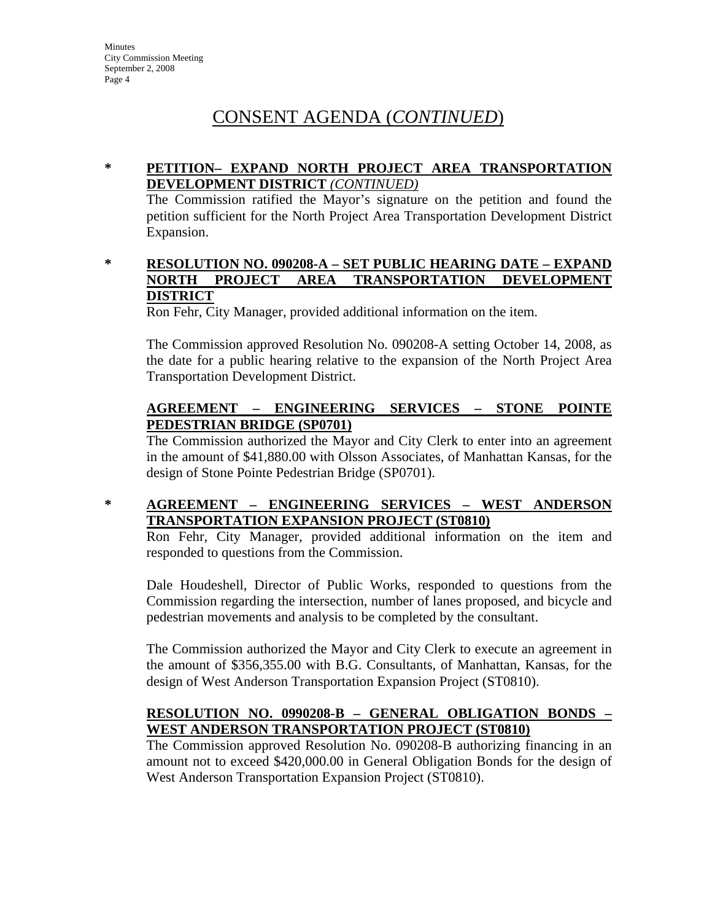# CONSENT AGENDA (*CONTINUED*)

**\*** **PETITION– EXPAND NORTH PROJECT AREA TRANSPORTATION DEVELOPMENT DISTRICT** ***(CONTINUED)***

The Commission ratified the Mayor's signature on the petition and found the petition sufficient for the North Project Area Transportation Development District Expansion.

**\*** **RESOLUTION NO. 090208-A – SET PUBLIC HEARING DATE – EXPAND NORTH PROJECT AREA TRANSPORTATION DEVELOPMENT DISTRICT**

Ron Fehr, City Manager, provided additional information on the item.

The Commission approved Resolution No. 090208-A setting October 14, 2008, as the date for a public hearing relative to the expansion of the North Project Area Transportation Development District.

**AGREEMENT – ENGINEERING SERVICES – STONE POINTE PEDESTRIAN BRIDGE (SP0701)**

The Commission authorized the Mayor and City Clerk to enter into an agreement in the amount of $41,880.00 with Olsson Associates, of Manhattan Kansas, for the design of Stone Pointe Pedestrian Bridge (SP0701).

**\*** **AGREEMENT – ENGINEERING SERVICES – WEST ANDERSON TRANSPORTATION EXPANSION PROJECT (ST0810)**

Ron Fehr, City Manager, provided additional information on the item and responded to questions from the Commission.

Dale Houdeshell, Director of Public Works, responded to questions from the Commission regarding the intersection, number of lanes proposed, and bicycle and pedestrian movements and analysis to be completed by the consultant.

The Commission authorized the Mayor and City Clerk to execute an agreement in the amount of $356,355.00 with B.G. Consultants, of Manhattan, Kansas, for the design of West Anderson Transportation Expansion Project (ST0810).

**RESOLUTION NO. 0990208-B – GENERAL OBLIGATION BONDS – WEST ANDERSON TRANSPORTATION PROJECT (ST0810)**

The Commission approved Resolution No. 090208-B authorizing financing in an amount not to exceed $420,000.00 in General Obligation Bonds for the design of West Anderson Transportation Expansion Project (ST0810).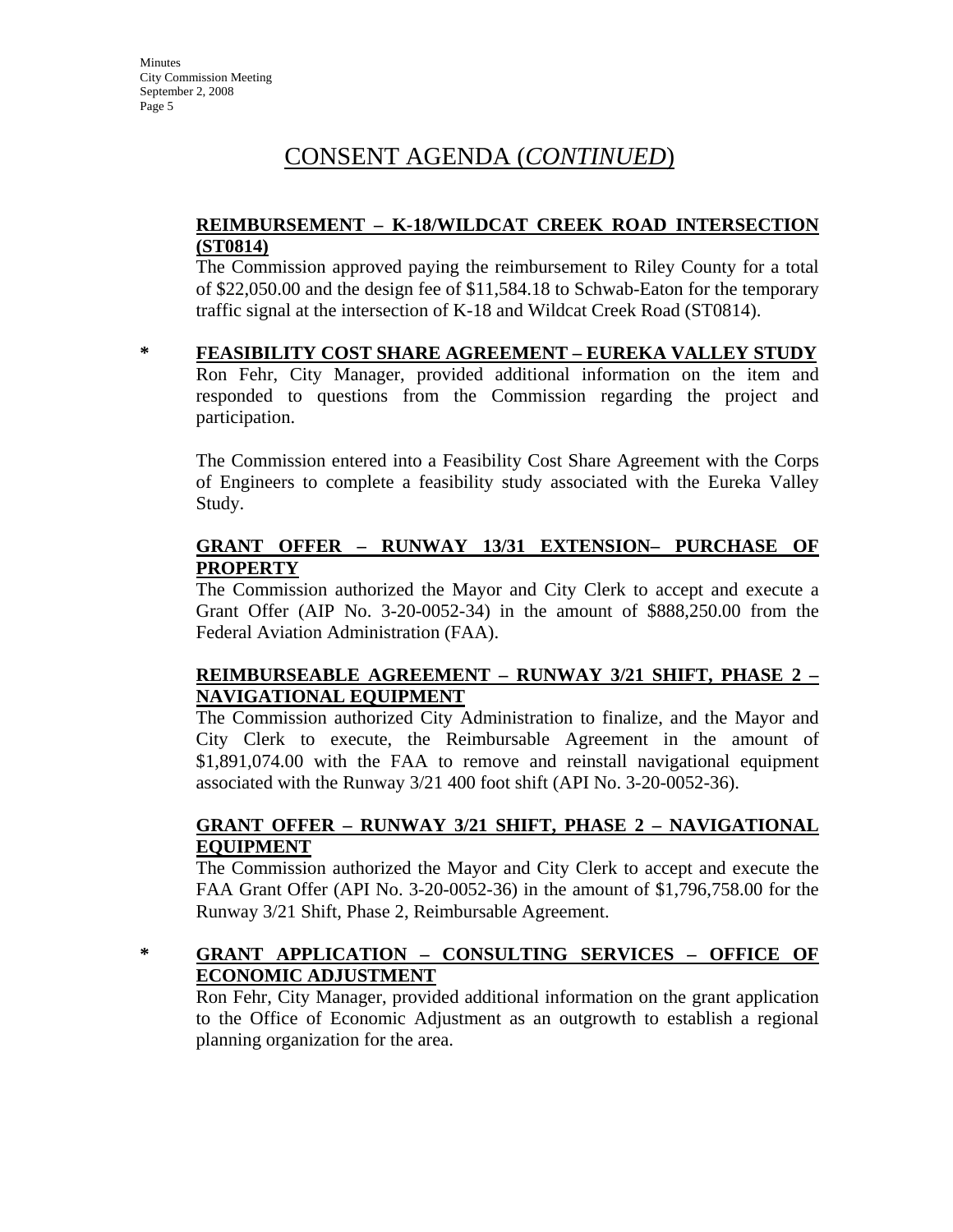# CONSENT AGENDA (*CONTINUED*)

**REIMBURSEMENT – K-18/WILDCAT CREEK ROAD INTERSECTION (ST0814)**

The Commission approved paying the reimbursement to Riley County for a total of $22,050.00 and the design fee of $11,584.18 to Schwab-Eaton for the temporary traffic signal at the intersection of K-18 and Wildcat Creek Road (ST0814).

\* **FEASIBILITY COST SHARE AGREEMENT – EUREKA VALLEY STUDY**

Ron Fehr, City Manager, provided additional information on the item and responded to questions from the Commission regarding the project and participation.

The Commission entered into a Feasibility Cost Share Agreement with the Corps of Engineers to complete a feasibility study associated with the Eureka Valley Study.

**GRANT OFFER – RUNWAY 13/31 EXTENSION– PURCHASE OF PROPERTY**

The Commission authorized the Mayor and City Clerk to accept and execute a Grant Offer (AIP No. 3-20-0052-34) in the amount of $888,250.00 from the Federal Aviation Administration (FAA).

**REIMBURSEABLE AGREEMENT – RUNWAY 3/21 SHIFT, PHASE 2 – NAVIGATIONAL EQUIPMENT**

The Commission authorized City Administration to finalize, and the Mayor and City Clerk to execute, the Reimbursable Agreement in the amount of $1,891,074.00 with the FAA to remove and reinstall navigational equipment associated with the Runway 3/21 400 foot shift (API No. 3-20-0052-36).

**GRANT OFFER – RUNWAY 3/21 SHIFT, PHASE 2 – NAVIGATIONAL EQUIPMENT**

The Commission authorized the Mayor and City Clerk to accept and execute the FAA Grant Offer (API No. 3-20-0052-36) in the amount of $1,796,758.00 for the Runway 3/21 Shift, Phase 2, Reimbursable Agreement.

\* **GRANT APPLICATION – CONSULTING SERVICES – OFFICE OF ECONOMIC ADJUSTMENT**

Ron Fehr, City Manager, provided additional information on the grant application to the Office of Economic Adjustment as an outgrowth to establish a regional planning organization for the area.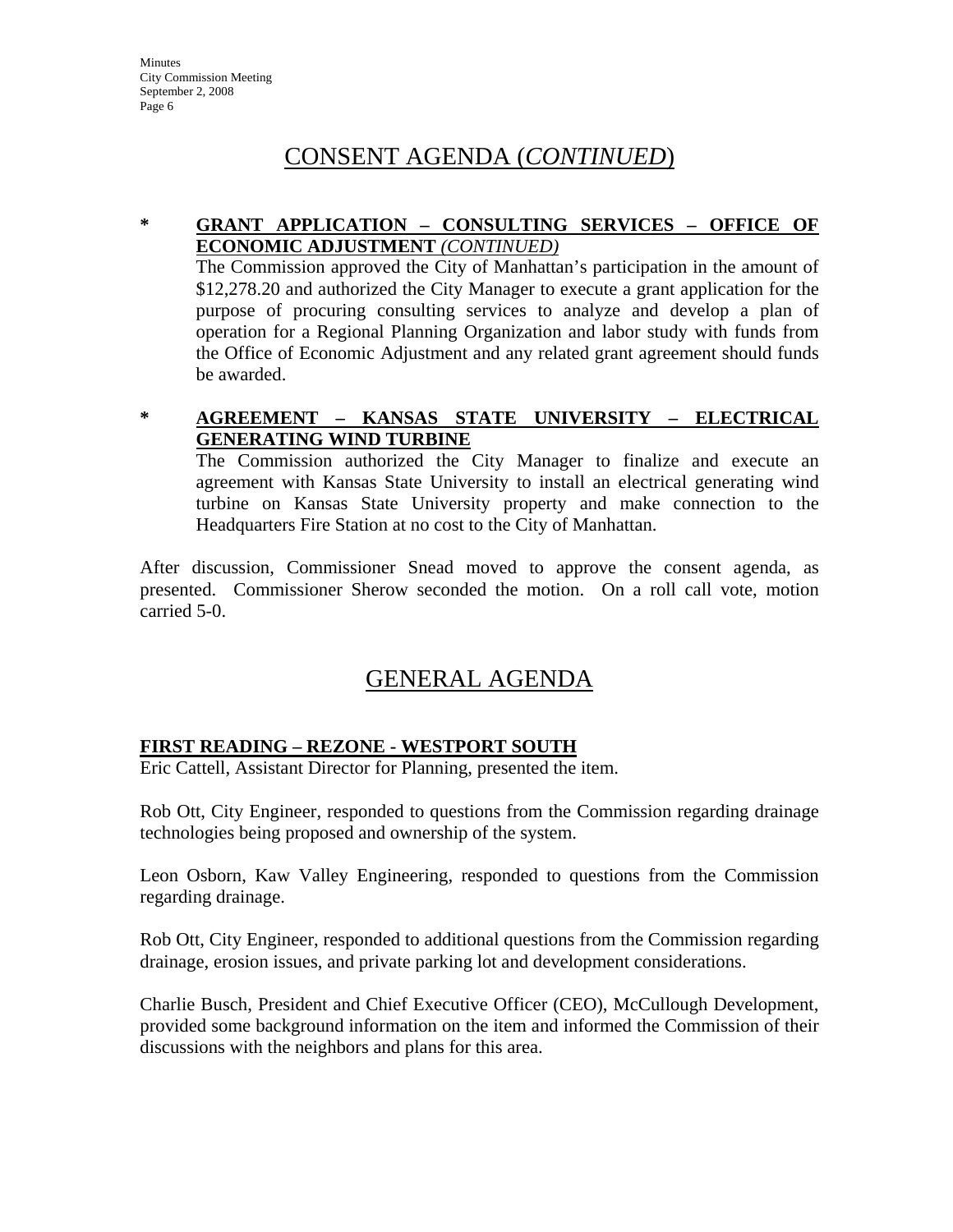# CONSENT AGENDA (*CONTINUED*)

**\* GRANT APPLICATION – CONSULTING SERVICES – OFFICE OF ECONOMIC ADJUSTMENT** ***(CONTINUED)***

The Commission approved the City of Manhattan's participation in the amount of $12,278.20 and authorized the City Manager to execute a grant application for the purpose of procuring consulting services to analyze and develop a plan of operation for a Regional Planning Organization and labor study with funds from the Office of Economic Adjustment and any related grant agreement should funds be awarded.

**\* AGREEMENT – KANSAS STATE UNIVERSITY – ELECTRICAL GENERATING WIND TURBINE**

The Commission authorized the City Manager to finalize and execute an agreement with Kansas State University to install an electrical generating wind turbine on Kansas State University property and make connection to the Headquarters Fire Station at no cost to the City of Manhattan.

After discussion, Commissioner Snead moved to approve the consent agenda, as presented. Commissioner Sherow seconded the motion. On a roll call vote, motion carried 5-0.

# GENERAL AGENDA

**FIRST READING – REZONE - WESTPORT SOUTH**

Eric Cattell, Assistant Director for Planning, presented the item.

Rob Ott, City Engineer, responded to questions from the Commission regarding drainage technologies being proposed and ownership of the system.

Leon Osborn, Kaw Valley Engineering, responded to questions from the Commission regarding drainage.

Rob Ott, City Engineer, responded to additional questions from the Commission regarding drainage, erosion issues, and private parking lot and development considerations.

Charlie Busch, President and Chief Executive Officer (CEO), McCullough Development, provided some background information on the item and informed the Commission of their discussions with the neighbors and plans for this area.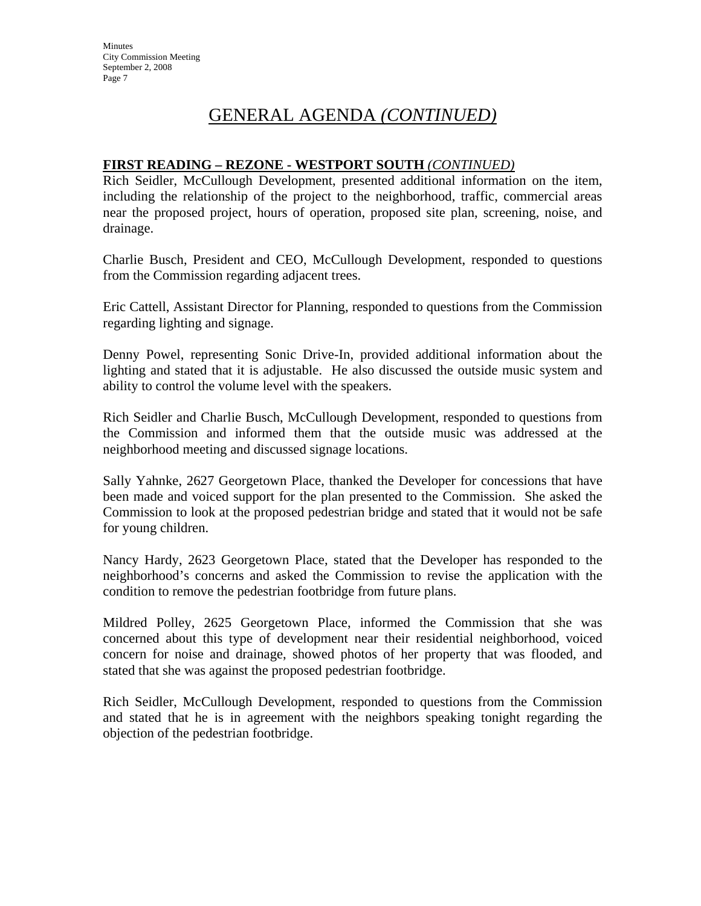# GENERAL AGENDA *(CONTINUED)*

**FIRST READING – REZONE - WESTPORT SOUTH** *(CONTINUED)*

Rich Seidler, McCullough Development, presented additional information on the item, including the relationship of the project to the neighborhood, traffic, commercial areas near the proposed project, hours of operation, proposed site plan, screening, noise, and drainage.

Charlie Busch, President and CEO, McCullough Development, responded to questions from the Commission regarding adjacent trees.

Eric Cattell, Assistant Director for Planning, responded to questions from the Commission regarding lighting and signage.

Denny Powel, representing Sonic Drive-In, provided additional information about the lighting and stated that it is adjustable. He also discussed the outside music system and ability to control the volume level with the speakers.

Rich Seidler and Charlie Busch, McCullough Development, responded to questions from the Commission and informed them that the outside music was addressed at the neighborhood meeting and discussed signage locations.

Sally Yahnke, 2627 Georgetown Place, thanked the Developer for concessions that have been made and voiced support for the plan presented to the Commission. She asked the Commission to look at the proposed pedestrian bridge and stated that it would not be safe for young children.

Nancy Hardy, 2623 Georgetown Place, stated that the Developer has responded to the neighborhood's concerns and asked the Commission to revise the application with the condition to remove the pedestrian footbridge from future plans.

Mildred Polley, 2625 Georgetown Place, informed the Commission that she was concerned about this type of development near their residential neighborhood, voiced concern for noise and drainage, showed photos of her property that was flooded, and stated that she was against the proposed pedestrian footbridge.

Rich Seidler, McCullough Development, responded to questions from the Commission and stated that he is in agreement with the neighbors speaking tonight regarding the objection of the pedestrian footbridge.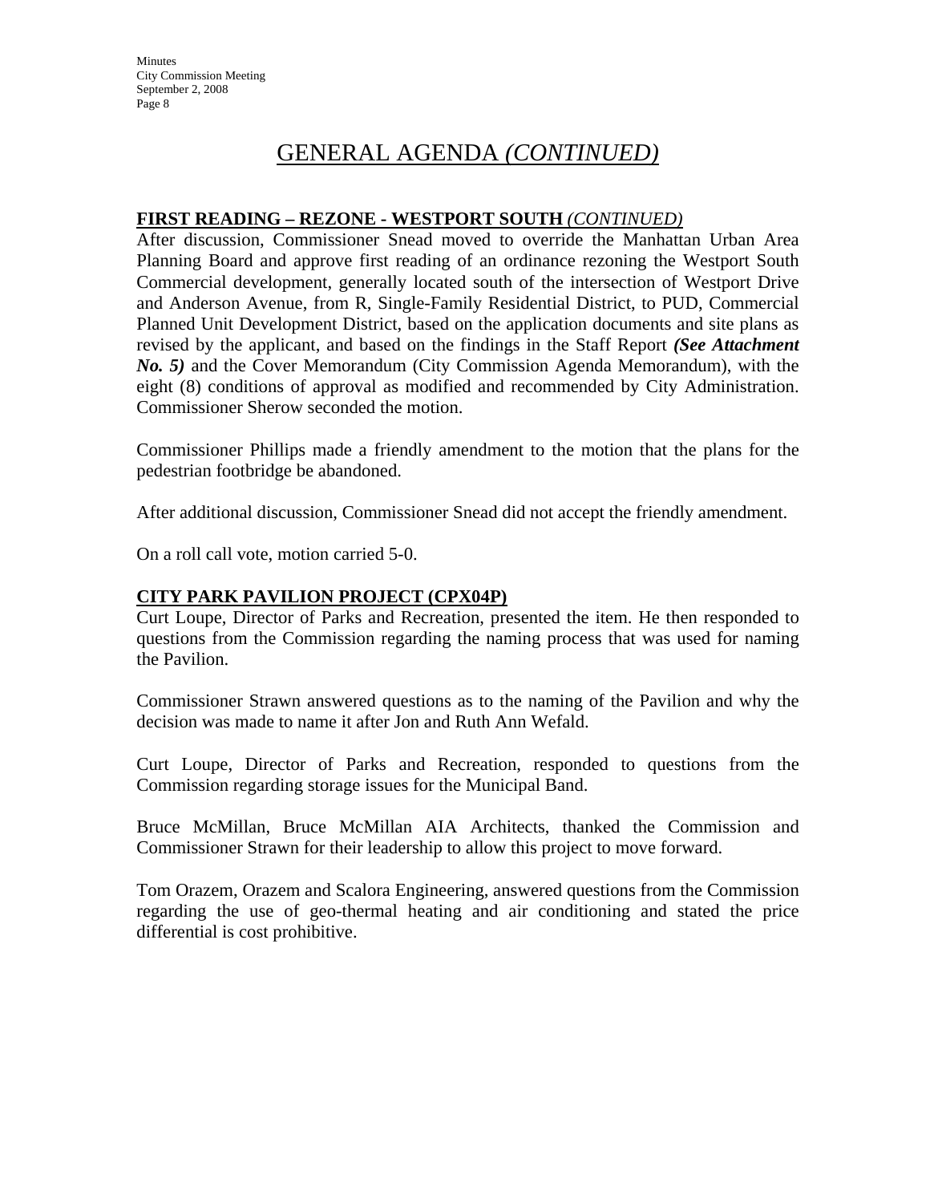# GENERAL AGENDA *(CONTINUED)*

**FIRST READING – REZONE - WESTPORT SOUTH** *(CONTINUED)*

After discussion, Commissioner Snead moved to override the Manhattan Urban Area Planning Board and approve first reading of an ordinance rezoning the Westport South Commercial development, generally located south of the intersection of Westport Drive and Anderson Avenue, from R, Single-Family Residential District, to PUD, Commercial Planned Unit Development District, based on the application documents and site plans as revised by the applicant, and based on the findings in the Staff Report ***(See Attachment No. 5)*** and the Cover Memorandum (City Commission Agenda Memorandum), with the eight (8) conditions of approval as modified and recommended by City Administration. Commissioner Sherow seconded the motion.

Commissioner Phillips made a friendly amendment to the motion that the plans for the pedestrian footbridge be abandoned.

After additional discussion, Commissioner Snead did not accept the friendly amendment.

On a roll call vote, motion carried 5-0.

**CITY PARK PAVILION PROJECT (CPX04P)**

Curt Loupe, Director of Parks and Recreation, presented the item. He then responded to questions from the Commission regarding the naming process that was used for naming the Pavilion.

Commissioner Strawn answered questions as to the naming of the Pavilion and why the decision was made to name it after Jon and Ruth Ann Wefald.

Curt Loupe, Director of Parks and Recreation, responded to questions from the Commission regarding storage issues for the Municipal Band.

Bruce McMillan, Bruce McMillan AIA Architects, thanked the Commission and Commissioner Strawn for their leadership to allow this project to move forward.

Tom Orazem, Orazem and Scalora Engineering, answered questions from the Commission regarding the use of geo-thermal heating and air conditioning and stated the price differential is cost prohibitive.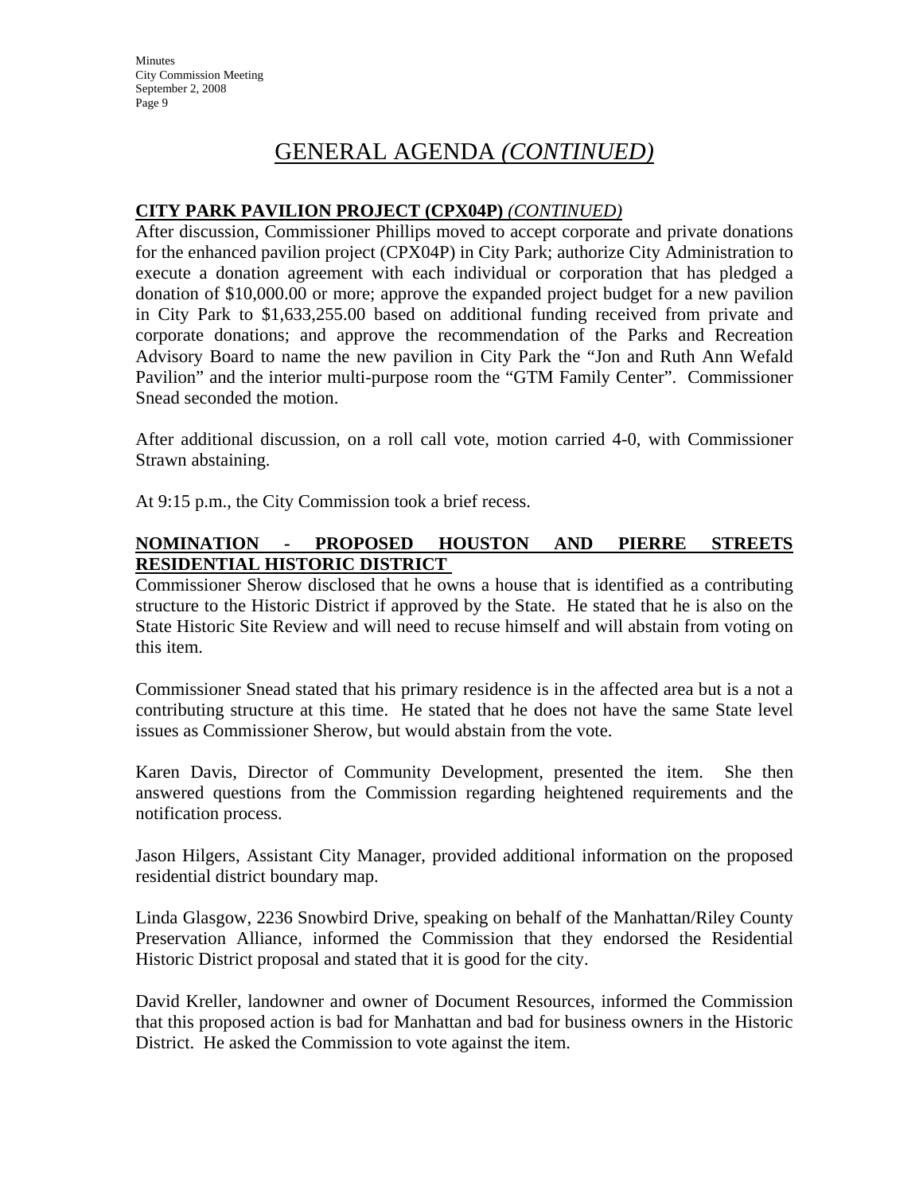# GENERAL AGENDA *(CONTINUED)*

**CITY PARK PAVILION PROJECT (CPX04P)** *(CONTINUED)*

After discussion, Commissioner Phillips moved to accept corporate and private donations for the enhanced pavilion project (CPX04P) in City Park; authorize City Administration to execute a donation agreement with each individual or corporation that has pledged a donation of $10,000.00 or more; approve the expanded project budget for a new pavilion in City Park to $1,633,255.00 based on additional funding received from private and corporate donations; and approve the recommendation of the Parks and Recreation Advisory Board to name the new pavilion in City Park the "Jon and Ruth Ann Wefald Pavilion" and the interior multi-purpose room the "GTM Family Center". Commissioner Snead seconded the motion.

After additional discussion, on a roll call vote, motion carried 4-0, with Commissioner Strawn abstaining.

At 9:15 p.m., the City Commission took a brief recess.

**NOMINATION - PROPOSED HOUSTON AND PIERRE STREETS RESIDENTIAL HISTORIC DISTRICT**

Commissioner Sherow disclosed that he owns a house that is identified as a contributing structure to the Historic District if approved by the State. He stated that he is also on the State Historic Site Review and will need to recuse himself and will abstain from voting on this item.

Commissioner Snead stated that his primary residence is in the affected area but is a not a contributing structure at this time. He stated that he does not have the same State level issues as Commissioner Sherow, but would abstain from the vote.

Karen Davis, Director of Community Development, presented the item. She then answered questions from the Commission regarding heightened requirements and the notification process.

Jason Hilgers, Assistant City Manager, provided additional information on the proposed residential district boundary map.

Linda Glasgow, 2236 Snowbird Drive, speaking on behalf of the Manhattan/Riley County Preservation Alliance, informed the Commission that they endorsed the Residential Historic District proposal and stated that it is good for the city.

David Kreller, landowner and owner of Document Resources, informed the Commission that this proposed action is bad for Manhattan and bad for business owners in the Historic District. He asked the Commission to vote against the item.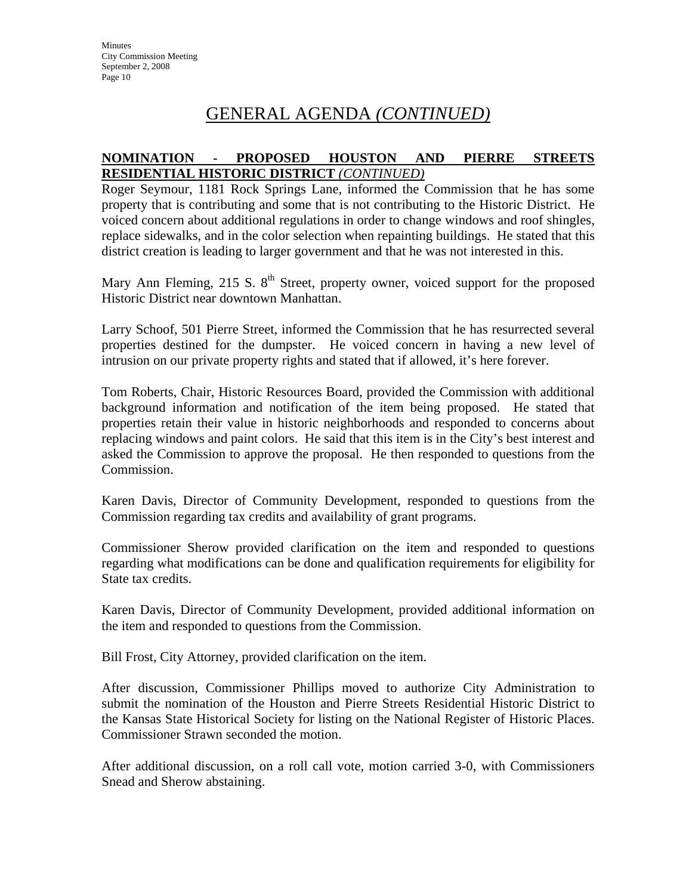# GENERAL AGENDA *(CONTINUED)*

**NOMINATION - PROPOSED HOUSTON AND PIERRE STREETS RESIDENTIAL HISTORIC DISTRICT** ***(CONTINUED)***

Roger Seymour, 1181 Rock Springs Lane, informed the Commission that he has some property that is contributing and some that is not contributing to the Historic District. He voiced concern about additional regulations in order to change windows and roof shingles, replace sidewalks, and in the color selection when repainting buildings. He stated that this district creation is leading to larger government and that he was not interested in this.

Mary Ann Fleming, 215 S. 8th Street, property owner, voiced support for the proposed Historic District near downtown Manhattan.

Larry Schoof, 501 Pierre Street, informed the Commission that he has resurrected several properties destined for the dumpster. He voiced concern in having a new level of intrusion on our private property rights and stated that if allowed, it's here forever.

Tom Roberts, Chair, Historic Resources Board, provided the Commission with additional background information and notification of the item being proposed. He stated that properties retain their value in historic neighborhoods and responded to concerns about replacing windows and paint colors. He said that this item is in the City's best interest and asked the Commission to approve the proposal. He then responded to questions from the Commission.

Karen Davis, Director of Community Development, responded to questions from the Commission regarding tax credits and availability of grant programs.

Commissioner Sherow provided clarification on the item and responded to questions regarding what modifications can be done and qualification requirements for eligibility for State tax credits.

Karen Davis, Director of Community Development, provided additional information on the item and responded to questions from the Commission.

Bill Frost, City Attorney, provided clarification on the item.

After discussion, Commissioner Phillips moved to authorize City Administration to submit the nomination of the Houston and Pierre Streets Residential Historic District to the Kansas State Historical Society for listing on the National Register of Historic Places. Commissioner Strawn seconded the motion.

After additional discussion, on a roll call vote, motion carried 3-0, with Commissioners Snead and Sherow abstaining.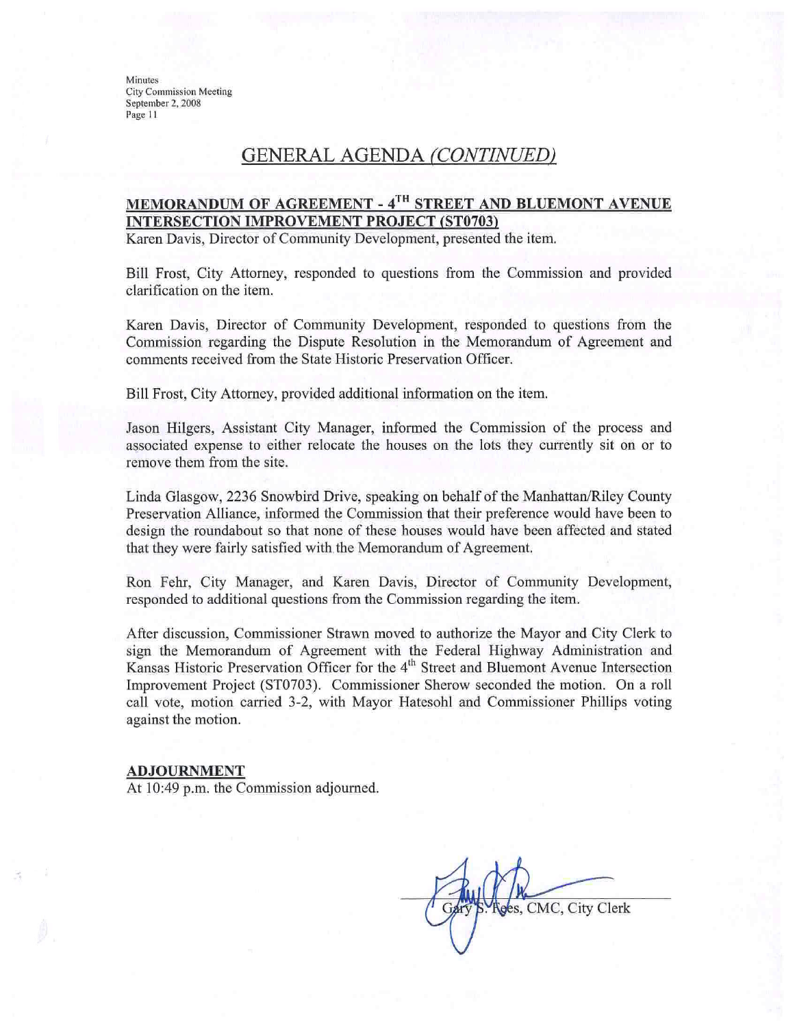## GENERAL AGENDA *(CONTINUED)*

**MEMORANDUM OF AGREEMENT - 4TH STREET AND BLUEMONT AVENUE INTERSECTION IMPROVEMENT PROJECT (ST0703)**

Karen Davis, Director of Community Development, presented the item.

Bill Frost, City Attorney, responded to questions from the Commission and provided clarification on the item.

Karen Davis, Director of Community Development, responded to questions from the Commission regarding the Dispute Resolution in the Memorandum of Agreement and comments received from the State Historic Preservation Officer.

Bill Frost, City Attorney, provided additional information on the item.

Jason Hilgers, Assistant City Manager, informed the Commission of the process and associated expense to either relocate the houses on the lots they currently sit on or to remove them from the site.

Linda Glasgow, 2236 Snowbird Drive, speaking on behalf of the Manhattan/Riley County Preservation Alliance, informed the Commission that their preference would have been to design the roundabout so that none of these houses would have been affected and stated that they were fairly satisfied with the Memorandum of Agreement.

Ron Fehr, City Manager, and Karen Davis, Director of Community Development, responded to additional questions from the Commission regarding the item.

After discussion, Commissioner Strawn moved to authorize the Mayor and City Clerk to sign the Memorandum of Agreement with the Federal Highway Administration and Kansas Historic Preservation Officer for the 4th Street and Bluemont Avenue Intersection Improvement Project (ST0703). Commissioner Sherow seconded the motion. On a roll call vote, motion carried 3-2, with Mayor Hatesohl and Commissioner Phillips voting against the motion.

**ADJOURNMENT**

At 10:49 p.m. the Commission adjourned.

Gary S. Fees, CMC, City Clerk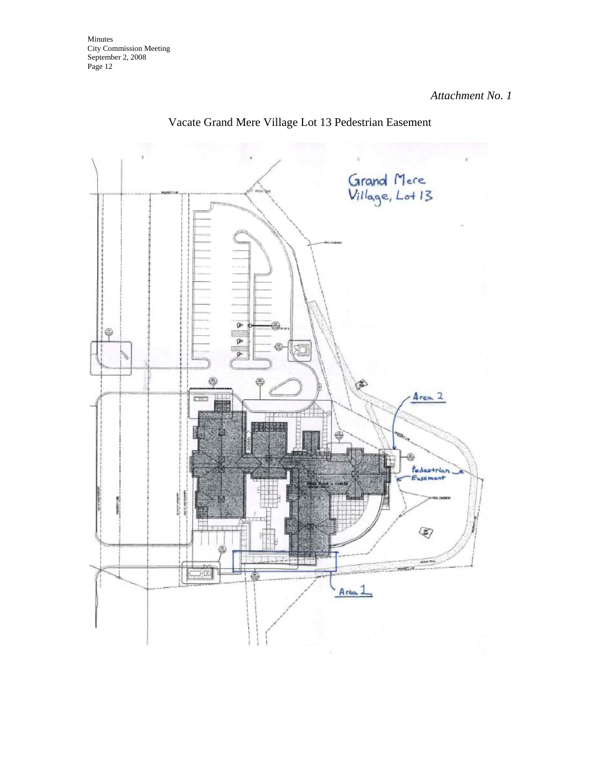*Attachment No. 1*

Vacate Grand Mere Village Lot 13 Pedestrian Easement

Grand Mere Village, Lot 13

Area 2

Pedestrian Easement

Area 1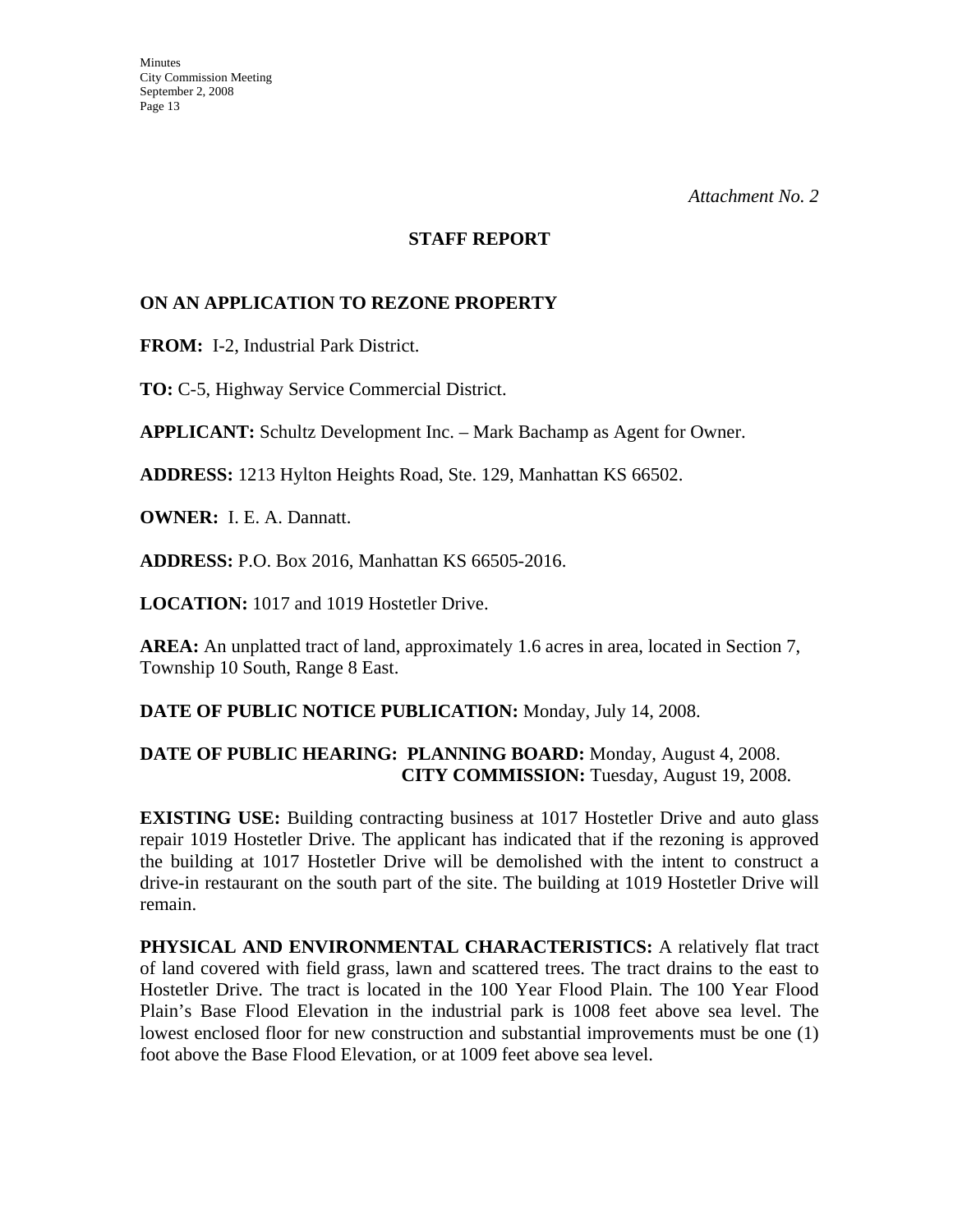*Attachment No. 2*

## STAFF REPORT

### ON AN APPLICATION TO REZONE PROPERTY

**FROM:** I-2, Industrial Park District.

**TO:** C-5, Highway Service Commercial District.

**APPLICANT:** Schultz Development Inc. – Mark Bachamp as Agent for Owner.

**ADDRESS:** 1213 Hylton Heights Road, Ste. 129, Manhattan KS 66502.

**OWNER:** I. E. A. Dannatt.

**ADDRESS:** P.O. Box 2016, Manhattan KS 66505-2016.

**LOCATION:** 1017 and 1019 Hostetler Drive.

**AREA:** An unplatted tract of land, approximately 1.6 acres in area, located in Section 7, Township 10 South, Range 8 East.

**DATE OF PUBLIC NOTICE PUBLICATION:** Monday, July 14, 2008.

**DATE OF PUBLIC HEARING: PLANNING BOARD:** Monday, August 4, 2008.
**CITY COMMISSION:** Tuesday, August 19, 2008.

**EXISTING USE:** Building contracting business at 1017 Hostetler Drive and auto glass repair 1019 Hostetler Drive. The applicant has indicated that if the rezoning is approved the building at 1017 Hostetler Drive will be demolished with the intent to construct a drive-in restaurant on the south part of the site. The building at 1019 Hostetler Drive will remain.

**PHYSICAL AND ENVIRONMENTAL CHARACTERISTICS:** A relatively flat tract of land covered with field grass, lawn and scattered trees. The tract drains to the east to Hostetler Drive. The tract is located in the 100 Year Flood Plain. The 100 Year Flood Plain's Base Flood Elevation in the industrial park is 1008 feet above sea level. The lowest enclosed floor for new construction and substantial improvements must be one (1) foot above the Base Flood Elevation, or at 1009 feet above sea level.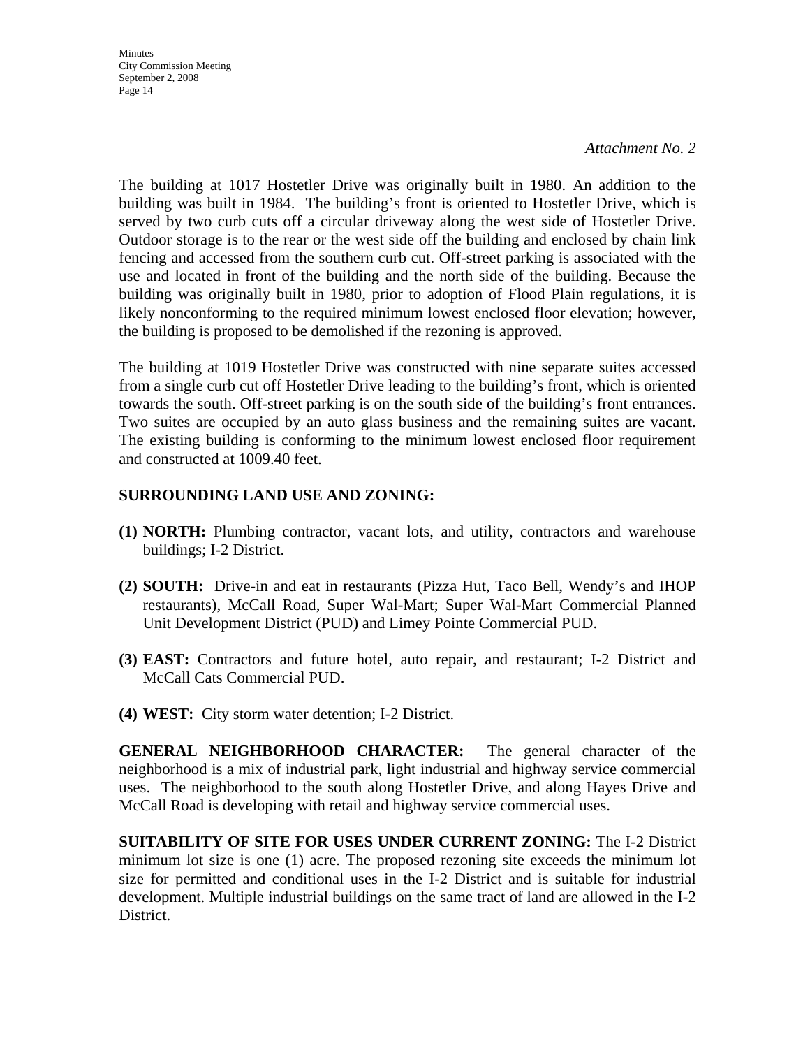*Attachment No. 2*

The building at 1017 Hostetler Drive was originally built in 1980. An addition to the building was built in 1984. The building's front is oriented to Hostetler Drive, which is served by two curb cuts off a circular driveway along the west side of Hostetler Drive. Outdoor storage is to the rear or the west side off the building and enclosed by chain link fencing and accessed from the southern curb cut. Off-street parking is associated with the use and located in front of the building and the north side of the building. Because the building was originally built in 1980, prior to adoption of Flood Plain regulations, it is likely nonconforming to the required minimum lowest enclosed floor elevation; however, the building is proposed to be demolished if the rezoning is approved.

The building at 1019 Hostetler Drive was constructed with nine separate suites accessed from a single curb cut off Hostetler Drive leading to the building's front, which is oriented towards the south. Off-street parking is on the south side of the building's front entrances. Two suites are occupied by an auto glass business and the remaining suites are vacant. The existing building is conforming to the minimum lowest enclosed floor requirement and constructed at 1009.40 feet.

**SURROUNDING LAND USE AND ZONING:**

**(1) NORTH:** Plumbing contractor, vacant lots, and utility, contractors and warehouse buildings; I-2 District.

**(2) SOUTH:** Drive-in and eat in restaurants (Pizza Hut, Taco Bell, Wendy's and IHOP restaurants), McCall Road, Super Wal-Mart; Super Wal-Mart Commercial Planned Unit Development District (PUD) and Limey Pointe Commercial PUD.

**(3) EAST:** Contractors and future hotel, auto repair, and restaurant; I-2 District and McCall Cats Commercial PUD.

**(4) WEST:** City storm water detention; I-2 District.

**GENERAL NEIGHBORHOOD CHARACTER:** The general character of the neighborhood is a mix of industrial park, light industrial and highway service commercial uses. The neighborhood to the south along Hostetler Drive, and along Hayes Drive and McCall Road is developing with retail and highway service commercial uses.

**SUITABILITY OF SITE FOR USES UNDER CURRENT ZONING:** The I-2 District minimum lot size is one (1) acre. The proposed rezoning site exceeds the minimum lot size for permitted and conditional uses in the I-2 District and is suitable for industrial development. Multiple industrial buildings on the same tract of land are allowed in the I-2 District.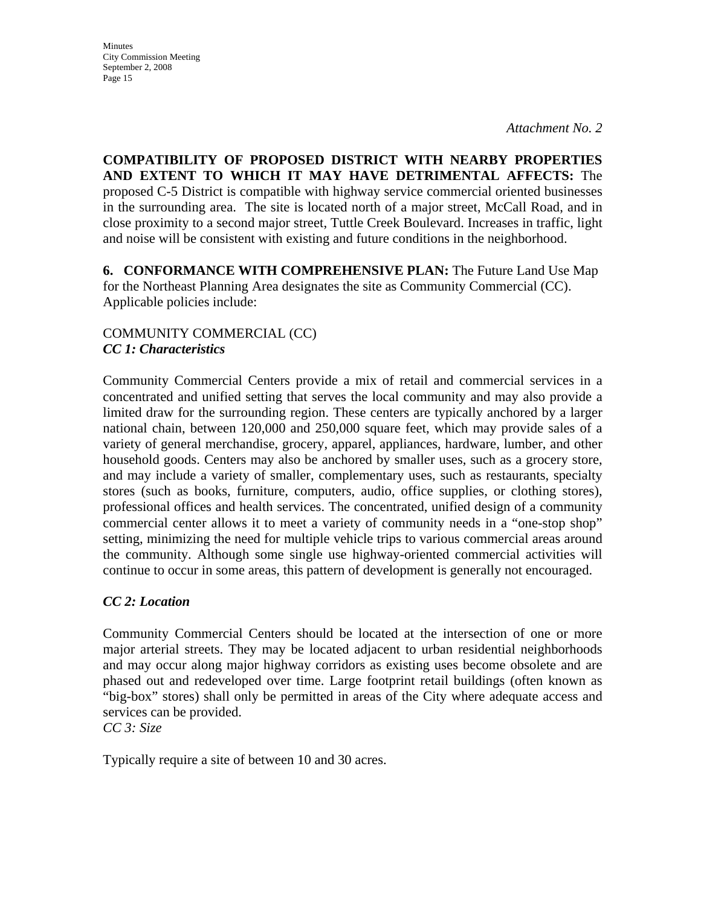*Attachment No. 2*

**COMPATIBILITY OF PROPOSED DISTRICT WITH NEARBY PROPERTIES AND EXTENT TO WHICH IT MAY HAVE DETRIMENTAL AFFECTS:** The proposed C-5 District is compatible with highway service commercial oriented businesses in the surrounding area. The site is located north of a major street, McCall Road, and in close proximity to a second major street, Tuttle Creek Boulevard. Increases in traffic, light and noise will be consistent with existing and future conditions in the neighborhood.

**6. CONFORMANCE WITH COMPREHENSIVE PLAN:** The Future Land Use Map for the Northeast Planning Area designates the site as Community Commercial (CC). Applicable policies include:

COMMUNITY COMMERCIAL (CC)
***CC 1: Characteristics***

Community Commercial Centers provide a mix of retail and commercial services in a concentrated and unified setting that serves the local community and may also provide a limited draw for the surrounding region. These centers are typically anchored by a larger national chain, between 120,000 and 250,000 square feet, which may provide sales of a variety of general merchandise, grocery, apparel, appliances, hardware, lumber, and other household goods. Centers may also be anchored by smaller uses, such as a grocery store, and may include a variety of smaller, complementary uses, such as restaurants, specialty stores (such as books, furniture, computers, audio, office supplies, or clothing stores), professional offices and health services. The concentrated, unified design of a community commercial center allows it to meet a variety of community needs in a "one-stop shop" setting, minimizing the need for multiple vehicle trips to various commercial areas around the community. Although some single use highway-oriented commercial activities will continue to occur in some areas, this pattern of development is generally not encouraged.

***CC 2: Location***

Community Commercial Centers should be located at the intersection of one or more major arterial streets. They may be located adjacent to urban residential neighborhoods and may occur along major highway corridors as existing uses become obsolete and are phased out and redeveloped over time. Large footprint retail buildings (often known as "big-box" stores) shall only be permitted in areas of the City where adequate access and services can be provided.
*CC 3: Size*

Typically require a site of between 10 and 30 acres.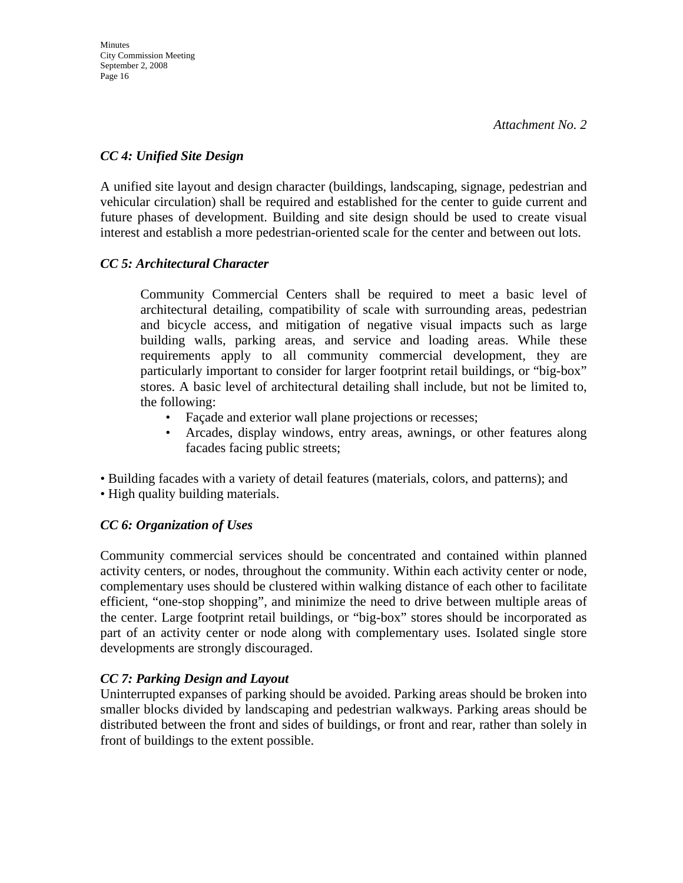*Attachment No. 2*

***CC 4: Unified Site Design***

A unified site layout and design character (buildings, landscaping, signage, pedestrian and vehicular circulation) shall be required and established for the center to guide current and future phases of development. Building and site design should be used to create visual interest and establish a more pedestrian-oriented scale for the center and between out lots.

***CC 5: Architectural Character***

Community Commercial Centers shall be required to meet a basic level of architectural detailing, compatibility of scale with surrounding areas, pedestrian and bicycle access, and mitigation of negative visual impacts such as large building walls, parking areas, and service and loading areas. While these requirements apply to all community commercial development, they are particularly important to consider for larger footprint retail buildings, or "big-box" stores. A basic level of architectural detailing shall include, but not be limited to, the following:

- Façade and exterior wall plane projections or recesses;
- Arcades, display windows, entry areas, awnings, or other features along facades facing public streets;
- Building facades with a variety of detail features (materials, colors, and patterns); and
- High quality building materials.

***CC 6: Organization of Uses***

Community commercial services should be concentrated and contained within planned activity centers, or nodes, throughout the community. Within each activity center or node, complementary uses should be clustered within walking distance of each other to facilitate efficient, "one-stop shopping", and minimize the need to drive between multiple areas of the center. Large footprint retail buildings, or "big-box" stores should be incorporated as part of an activity center or node along with complementary uses. Isolated single store developments are strongly discouraged.

***CC 7: Parking Design and Layout***

Uninterrupted expanses of parking should be avoided. Parking areas should be broken into smaller blocks divided by landscaping and pedestrian walkways. Parking areas should be distributed between the front and sides of buildings, or front and rear, rather than solely in front of buildings to the extent possible.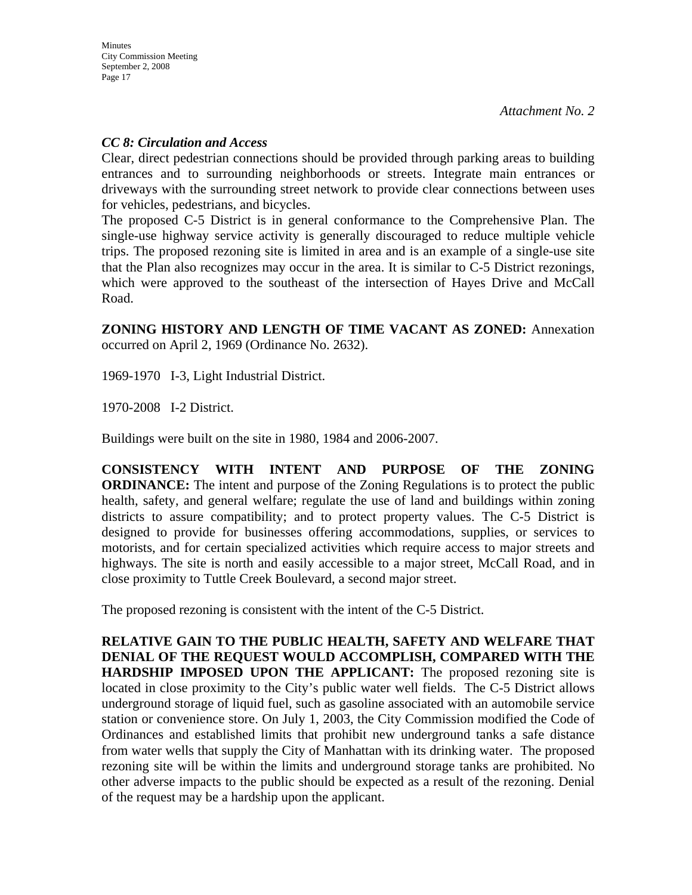*Attachment No. 2*

***CC 8: Circulation and Access***

Clear, direct pedestrian connections should be provided through parking areas to building entrances and to surrounding neighborhoods or streets. Integrate main entrances or driveways with the surrounding street network to provide clear connections between uses for vehicles, pedestrians, and bicycles.

The proposed C-5 District is in general conformance to the Comprehensive Plan. The single-use highway service activity is generally discouraged to reduce multiple vehicle trips. The proposed rezoning site is limited in area and is an example of a single-use site that the Plan also recognizes may occur in the area. It is similar to C-5 District rezonings, which were approved to the southeast of the intersection of Hayes Drive and McCall Road.

**ZONING HISTORY AND LENGTH OF TIME VACANT AS ZONED:** Annexation occurred on April 2, 1969 (Ordinance No. 2632).

1969-1970 I-3, Light Industrial District.

1970-2008 I-2 District.

Buildings were built on the site in 1980, 1984 and 2006-2007.

**CONSISTENCY WITH INTENT AND PURPOSE OF THE ZONING ORDINANCE:** The intent and purpose of the Zoning Regulations is to protect the public health, safety, and general welfare; regulate the use of land and buildings within zoning districts to assure compatibility; and to protect property values. The C-5 District is designed to provide for businesses offering accommodations, supplies, or services to motorists, and for certain specialized activities which require access to major streets and highways. The site is north and easily accessible to a major street, McCall Road, and in close proximity to Tuttle Creek Boulevard, a second major street.

The proposed rezoning is consistent with the intent of the C-5 District.

**RELATIVE GAIN TO THE PUBLIC HEALTH, SAFETY AND WELFARE THAT DENIAL OF THE REQUEST WOULD ACCOMPLISH, COMPARED WITH THE HARDSHIP IMPOSED UPON THE APPLICANT:** The proposed rezoning site is located in close proximity to the City's public water well fields. The C-5 District allows underground storage of liquid fuel, such as gasoline associated with an automobile service station or convenience store. On July 1, 2003, the City Commission modified the Code of Ordinances and established limits that prohibit new underground tanks a safe distance from water wells that supply the City of Manhattan with its drinking water. The proposed rezoning site will be within the limits and underground storage tanks are prohibited. No other adverse impacts to the public should be expected as a result of the rezoning. Denial of the request may be a hardship upon the applicant.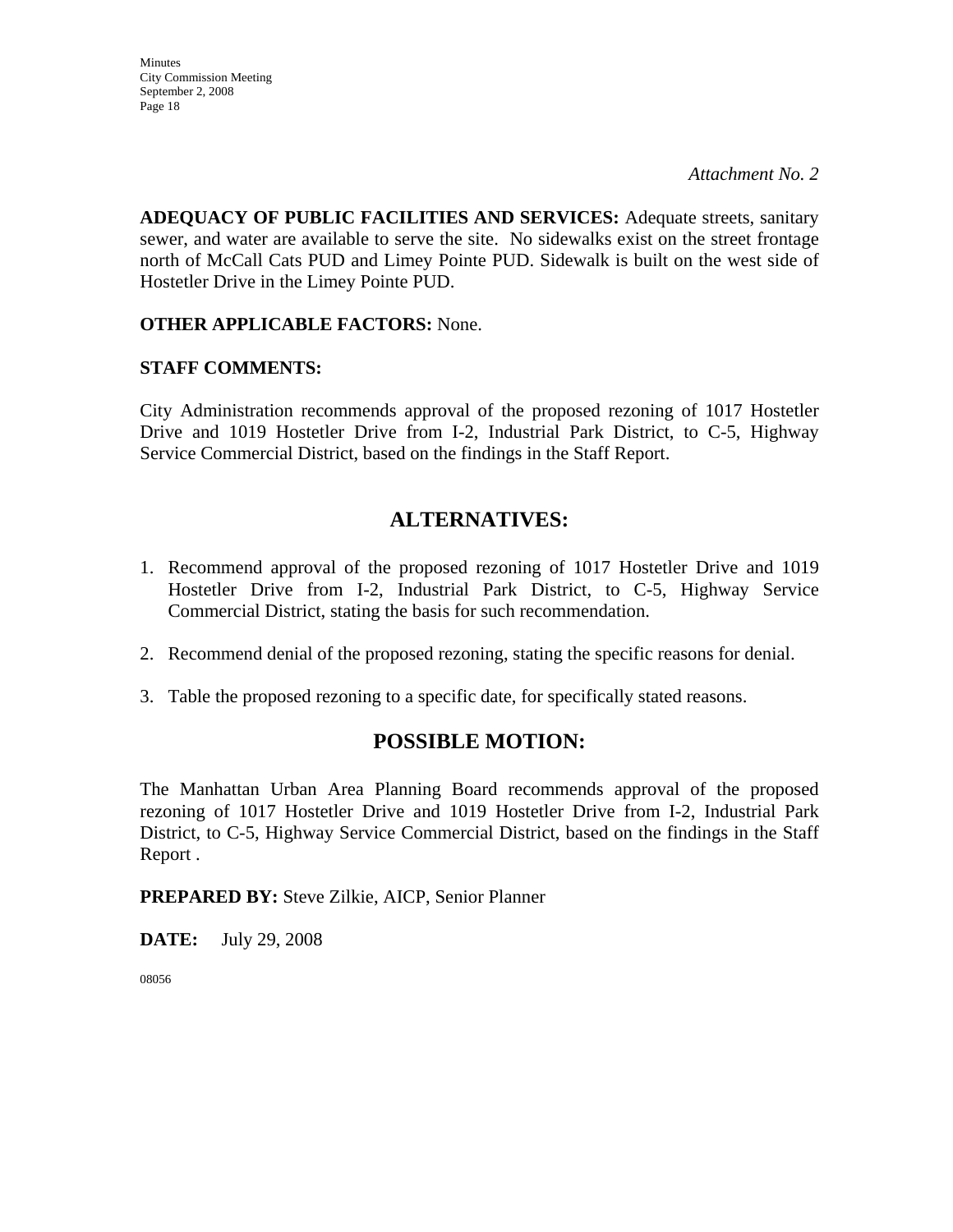*Attachment No. 2*

**ADEQUACY OF PUBLIC FACILITIES AND SERVICES:** Adequate streets, sanitary sewer, and water are available to serve the site. No sidewalks exist on the street frontage north of McCall Cats PUD and Limey Pointe PUD. Sidewalk is built on the west side of Hostetler Drive in the Limey Pointe PUD.

**OTHER APPLICABLE FACTORS:** None.

**STAFF COMMENTS:**

City Administration recommends approval of the proposed rezoning of 1017 Hostetler Drive and 1019 Hostetler Drive from I-2, Industrial Park District, to C-5, Highway Service Commercial District, based on the findings in the Staff Report.

## ALTERNATIVES:

1. Recommend approval of the proposed rezoning of 1017 Hostetler Drive and 1019 Hostetler Drive from I-2, Industrial Park District, to C-5, Highway Service Commercial District, stating the basis for such recommendation.
2. Recommend denial of the proposed rezoning, stating the specific reasons for denial.
3. Table the proposed rezoning to a specific date, for specifically stated reasons.

## POSSIBLE MOTION:

The Manhattan Urban Area Planning Board recommends approval of the proposed rezoning of 1017 Hostetler Drive and 1019 Hostetler Drive from I-2, Industrial Park District, to C-5, Highway Service Commercial District, based on the findings in the Staff Report .

**PREPARED BY:** Steve Zilkie, AICP, Senior Planner

**DATE:** July 29, 2008

08056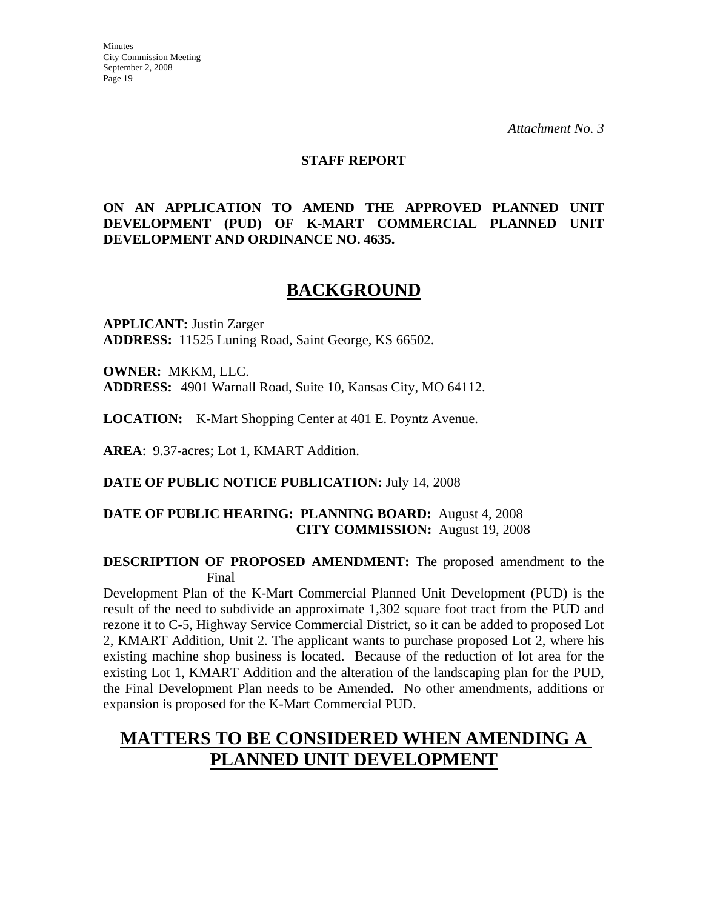*Attachment No. 3*

**STAFF REPORT**

**ON AN APPLICATION TO AMEND THE APPROVED PLANNED UNIT DEVELOPMENT (PUD) OF K-MART COMMERCIAL PLANNED UNIT DEVELOPMENT AND ORDINANCE NO. 4635.**

# BACKGROUND

**APPLICANT:** Justin Zarger
**ADDRESS:** 11525 Luning Road, Saint George, KS 66502.

**OWNER:** MKKM, LLC.
**ADDRESS:** 4901 Warnall Road, Suite 10, Kansas City, MO 64112.

**LOCATION:** K-Mart Shopping Center at 401 E. Poyntz Avenue.

**AREA**: 9.37-acres; Lot 1, KMART Addition.

**DATE OF PUBLIC NOTICE PUBLICATION:** July 14, 2008

**DATE OF PUBLIC HEARING: PLANNING BOARD:** August 4, 2008
**CITY COMMISSION:** August 19, 2008

**DESCRIPTION OF PROPOSED AMENDMENT:** The proposed amendment to the Final Development Plan of the K-Mart Commercial Planned Unit Development (PUD) is the result of the need to subdivide an approximate 1,302 square foot tract from the PUD and rezone it to C-5, Highway Service Commercial District, so it can be added to proposed Lot 2, KMART Addition, Unit 2. The applicant wants to purchase proposed Lot 2, where his existing machine shop business is located. Because of the reduction of lot area for the existing Lot 1, KMART Addition and the alteration of the landscaping plan for the PUD, the Final Development Plan needs to be Amended. No other amendments, additions or expansion is proposed for the K-Mart Commercial PUD.

# MATTERS TO BE CONSIDERED WHEN AMENDING A PLANNED UNIT DEVELOPMENT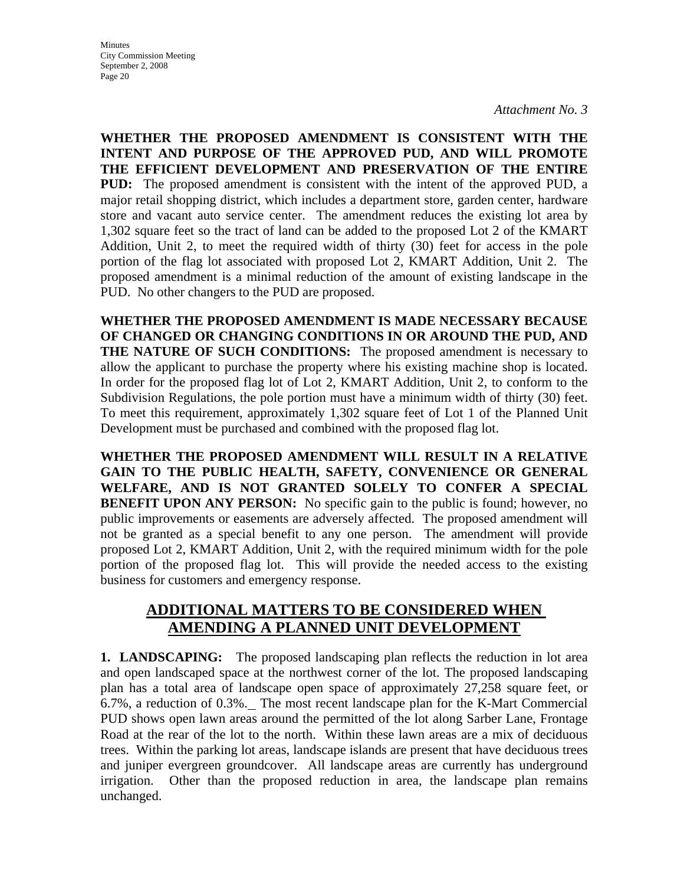*Attachment No. 3*

**WHETHER THE PROPOSED AMENDMENT IS CONSISTENT WITH THE INTENT AND PURPOSE OF THE APPROVED PUD, AND WILL PROMOTE THE EFFICIENT DEVELOPMENT AND PRESERVATION OF THE ENTIRE PUD:** The proposed amendment is consistent with the intent of the approved PUD, a major retail shopping district, which includes a department store, garden center, hardware store and vacant auto service center. The amendment reduces the existing lot area by 1,302 square feet so the tract of land can be added to the proposed Lot 2 of the KMART Addition, Unit 2, to meet the required width of thirty (30) feet for access in the pole portion of the flag lot associated with proposed Lot 2, KMART Addition, Unit 2. The proposed amendment is a minimal reduction of the amount of existing landscape in the PUD. No other changers to the PUD are proposed.

**WHETHER THE PROPOSED AMENDMENT IS MADE NECESSARY BECAUSE OF CHANGED OR CHANGING CONDITIONS IN OR AROUND THE PUD, AND THE NATURE OF SUCH CONDITIONS:** The proposed amendment is necessary to allow the applicant to purchase the property where his existing machine shop is located. In order for the proposed flag lot of Lot 2, KMART Addition, Unit 2, to conform to the Subdivision Regulations, the pole portion must have a minimum width of thirty (30) feet. To meet this requirement, approximately 1,302 square feet of Lot 1 of the Planned Unit Development must be purchased and combined with the proposed flag lot.

**WHETHER THE PROPOSED AMENDMENT WILL RESULT IN A RELATIVE GAIN TO THE PUBLIC HEALTH, SAFETY, CONVENIENCE OR GENERAL WELFARE, AND IS NOT GRANTED SOLELY TO CONFER A SPECIAL BENEFIT UPON ANY PERSON:** No specific gain to the public is found; however, no public improvements or easements are adversely affected. The proposed amendment will not be granted as a special benefit to any one person. The amendment will provide proposed Lot 2, KMART Addition, Unit 2, with the required minimum width for the pole portion of the proposed flag lot. This will provide the needed access to the existing business for customers and emergency response.

## ADDITIONAL MATTERS TO BE CONSIDERED WHEN AMENDING A PLANNED UNIT DEVELOPMENT

**1. LANDSCAPING:** The proposed landscaping plan reflects the reduction in lot area and open landscaped space at the northwest corner of the lot. The proposed landscaping plan has a total area of landscape open space of approximately 27,258 square feet, or 6.7%, a reduction of 0.3%._ The most recent landscape plan for the K-Mart Commercial PUD shows open lawn areas around the permitted of the lot along Sarber Lane, Frontage Road at the rear of the lot to the north. Within these lawn areas are a mix of deciduous trees. Within the parking lot areas, landscape islands are present that have deciduous trees and juniper evergreen groundcover. All landscape areas are currently has underground irrigation. Other than the proposed reduction in area, the landscape plan remains unchanged.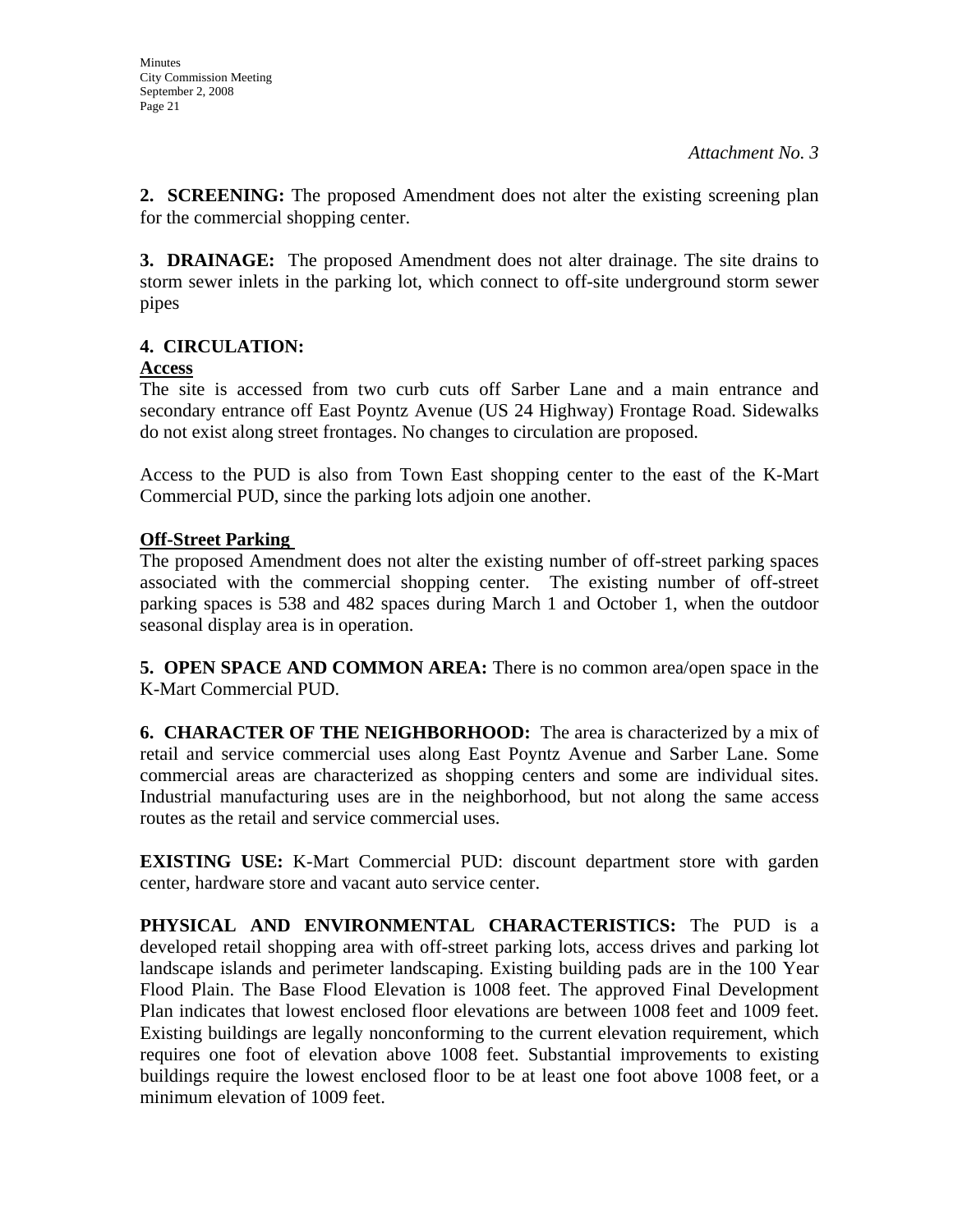*Attachment No. 3*

**2. SCREENING:** The proposed Amendment does not alter the existing screening plan for the commercial shopping center.

**3. DRAINAGE:** The proposed Amendment does not alter drainage. The site drains to storm sewer inlets in the parking lot, which connect to off-site underground storm sewer pipes

**4. CIRCULATION:**

**Access**

The site is accessed from two curb cuts off Sarber Lane and a main entrance and secondary entrance off East Poyntz Avenue (US 24 Highway) Frontage Road. Sidewalks do not exist along street frontages. No changes to circulation are proposed.

Access to the PUD is also from Town East shopping center to the east of the K-Mart Commercial PUD, since the parking lots adjoin one another.

**Off-Street Parking**

The proposed Amendment does not alter the existing number of off-street parking spaces associated with the commercial shopping center. The existing number of off-street parking spaces is 538 and 482 spaces during March 1 and October 1, when the outdoor seasonal display area is in operation.

**5. OPEN SPACE AND COMMON AREA:** There is no common area/open space in the K-Mart Commercial PUD.

**6. CHARACTER OF THE NEIGHBORHOOD:** The area is characterized by a mix of retail and service commercial uses along East Poyntz Avenue and Sarber Lane. Some commercial areas are characterized as shopping centers and some are individual sites. Industrial manufacturing uses are in the neighborhood, but not along the same access routes as the retail and service commercial uses.

**EXISTING USE:** K-Mart Commercial PUD: discount department store with garden center, hardware store and vacant auto service center.

**PHYSICAL AND ENVIRONMENTAL CHARACTERISTICS:** The PUD is a developed retail shopping area with off-street parking lots, access drives and parking lot landscape islands and perimeter landscaping. Existing building pads are in the 100 Year Flood Plain. The Base Flood Elevation is 1008 feet. The approved Final Development Plan indicates that lowest enclosed floor elevations are between 1008 feet and 1009 feet. Existing buildings are legally nonconforming to the current elevation requirement, which requires one foot of elevation above 1008 feet. Substantial improvements to existing buildings require the lowest enclosed floor to be at least one foot above 1008 feet, or a minimum elevation of 1009 feet.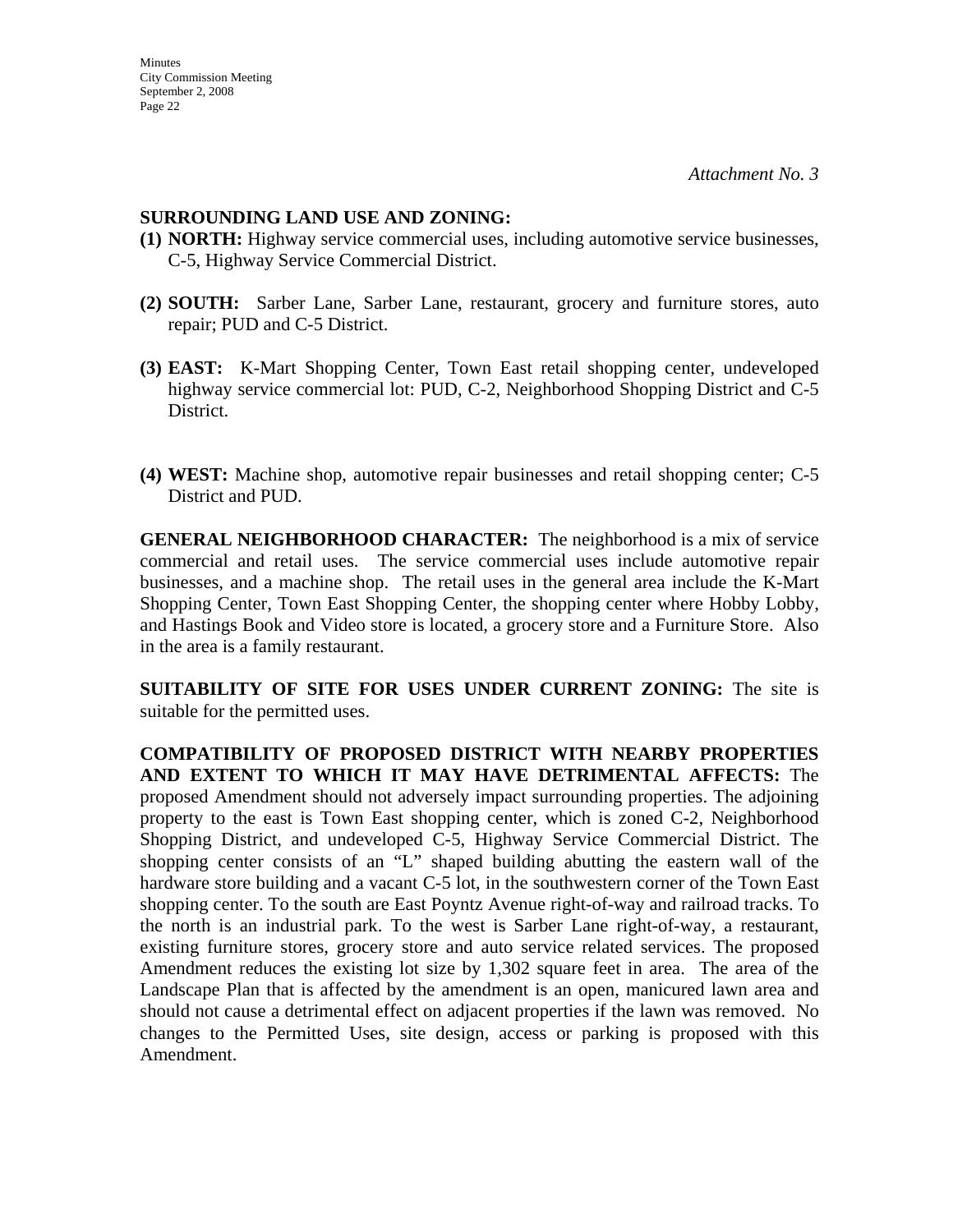*Attachment No. 3*

**SURROUNDING LAND USE AND ZONING:**

**(1) NORTH:** Highway service commercial uses, including automotive service businesses, C-5, Highway Service Commercial District.

**(2) SOUTH:** Sarber Lane, Sarber Lane, restaurant, grocery and furniture stores, auto repair; PUD and C-5 District.

**(3) EAST:** K-Mart Shopping Center, Town East retail shopping center, undeveloped highway service commercial lot: PUD, C-2, Neighborhood Shopping District and C-5 District.

**(4) WEST:** Machine shop, automotive repair businesses and retail shopping center; C-5 District and PUD.

**GENERAL NEIGHBORHOOD CHARACTER:** The neighborhood is a mix of service commercial and retail uses. The service commercial uses include automotive repair businesses, and a machine shop. The retail uses in the general area include the K-Mart Shopping Center, Town East Shopping Center, the shopping center where Hobby Lobby, and Hastings Book and Video store is located, a grocery store and a Furniture Store. Also in the area is a family restaurant.

**SUITABILITY OF SITE FOR USES UNDER CURRENT ZONING:** The site is suitable for the permitted uses.

**COMPATIBILITY OF PROPOSED DISTRICT WITH NEARBY PROPERTIES AND EXTENT TO WHICH IT MAY HAVE DETRIMENTAL AFFECTS:** The proposed Amendment should not adversely impact surrounding properties. The adjoining property to the east is Town East shopping center, which is zoned C-2, Neighborhood Shopping District, and undeveloped C-5, Highway Service Commercial District. The shopping center consists of an "L" shaped building abutting the eastern wall of the hardware store building and a vacant C-5 lot, in the southwestern corner of the Town East shopping center. To the south are East Poyntz Avenue right-of-way and railroad tracks. To the north is an industrial park. To the west is Sarber Lane right-of-way, a restaurant, existing furniture stores, grocery store and auto service related services. The proposed Amendment reduces the existing lot size by 1,302 square feet in area. The area of the Landscape Plan that is affected by the amendment is an open, manicured lawn area and should not cause a detrimental effect on adjacent properties if the lawn was removed. No changes to the Permitted Uses, site design, access or parking is proposed with this Amendment.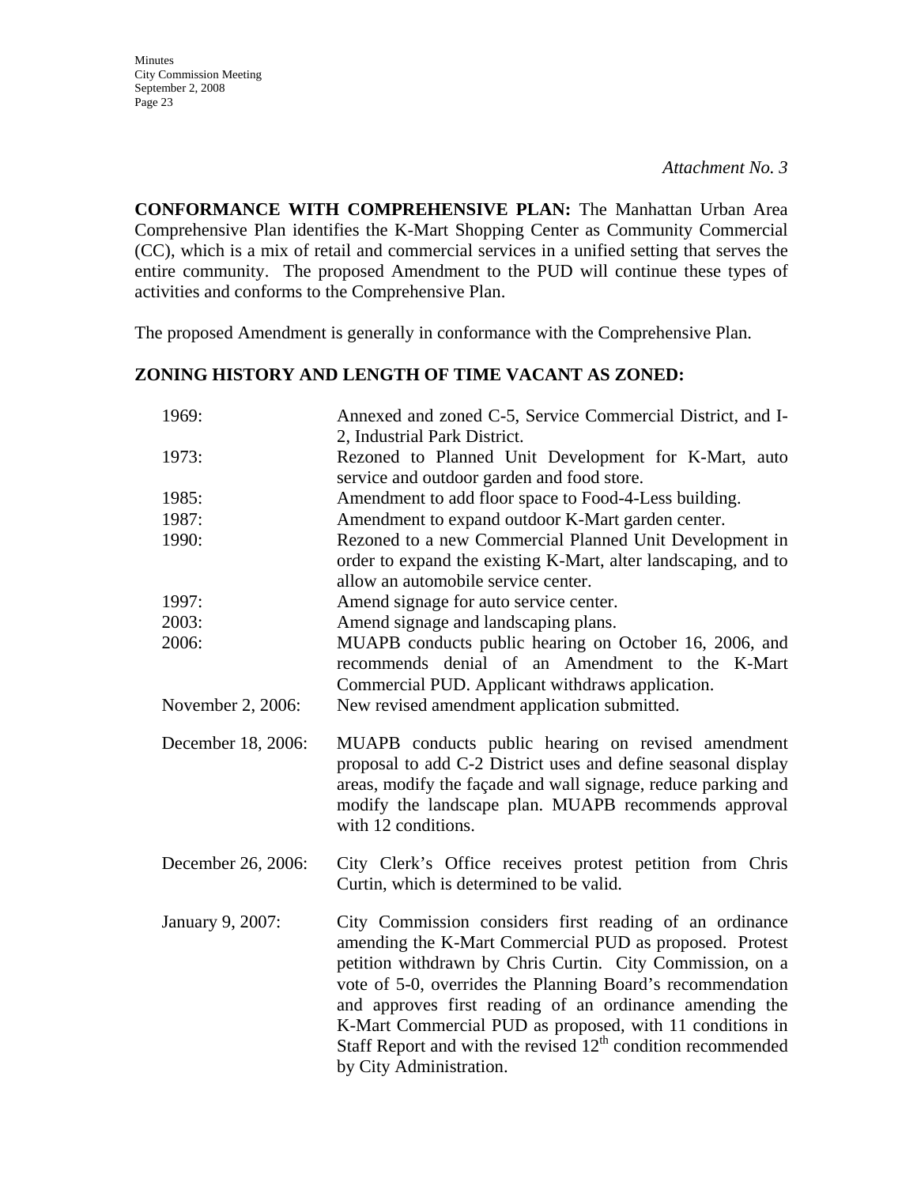*Attachment No. 3*

**CONFORMANCE WITH COMPREHENSIVE PLAN:** The Manhattan Urban Area Comprehensive Plan identifies the K-Mart Shopping Center as Community Commercial (CC), which is a mix of retail and commercial services in a unified setting that serves the entire community. The proposed Amendment to the PUD will continue these types of activities and conforms to the Comprehensive Plan.

The proposed Amendment is generally in conformance with the Comprehensive Plan.

**ZONING HISTORY AND LENGTH OF TIME VACANT AS ZONED:**

| | |
|---|---|
| 1969: | Annexed and zoned C-5, Service Commercial District, and I-2, Industrial Park District. |
| 1973: | Rezoned to Planned Unit Development for K-Mart, auto service and outdoor garden and food store. |
| 1985: | Amendment to add floor space to Food-4-Less building. |
| 1987: | Amendment to expand outdoor K-Mart garden center. |
| 1990: | Rezoned to a new Commercial Planned Unit Development in order to expand the existing K-Mart, alter landscaping, and to allow an automobile service center. |
| 1997: | Amend signage for auto service center. |
| 2003: | Amend signage and landscaping plans. |
| 2006: | MUAPB conducts public hearing on October 16, 2006, and recommends denial of an Amendment to the K-Mart Commercial PUD. Applicant withdraws application. |
| November 2, 2006: | New revised amendment application submitted. |
| December 18, 2006: | MUAPB conducts public hearing on revised amendment proposal to add C-2 District uses and define seasonal display areas, modify the façade and wall signage, reduce parking and modify the landscape plan. MUAPB recommends approval with 12 conditions. |
| December 26, 2006: | City Clerk's Office receives protest petition from Chris Curtin, which is determined to be valid. |
| January 9, 2007: | City Commission considers first reading of an ordinance amending the K-Mart Commercial PUD as proposed. Protest petition withdrawn by Chris Curtin. City Commission, on a vote of 5-0, overrides the Planning Board's recommendation and approves first reading of an ordinance amending the K-Mart Commercial PUD as proposed, with 11 conditions in Staff Report and with the revised 12th condition recommended by City Administration. |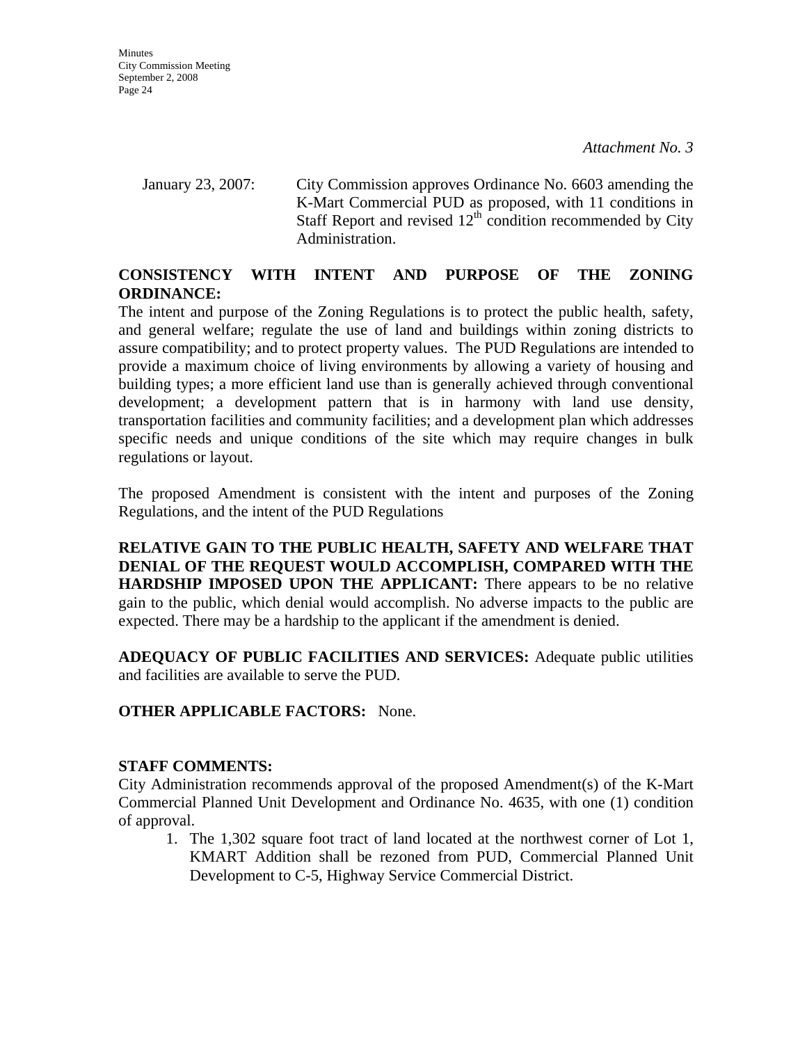*Attachment No. 3*

January 23, 2007: City Commission approves Ordinance No. 6603 amending the K-Mart Commercial PUD as proposed, with 11 conditions in Staff Report and revised 12th condition recommended by City Administration.

**CONSISTENCY WITH INTENT AND PURPOSE OF THE ZONING ORDINANCE:**
The intent and purpose of the Zoning Regulations is to protect the public health, safety, and general welfare; regulate the use of land and buildings within zoning districts to assure compatibility; and to protect property values. The PUD Regulations are intended to provide a maximum choice of living environments by allowing a variety of housing and building types; a more efficient land use than is generally achieved through conventional development; a development pattern that is in harmony with land use density, transportation facilities and community facilities; and a development plan which addresses specific needs and unique conditions of the site which may require changes in bulk regulations or layout.

The proposed Amendment is consistent with the intent and purposes of the Zoning Regulations, and the intent of the PUD Regulations

**RELATIVE GAIN TO THE PUBLIC HEALTH, SAFETY AND WELFARE THAT DENIAL OF THE REQUEST WOULD ACCOMPLISH, COMPARED WITH THE HARDSHIP IMPOSED UPON THE APPLICANT:** There appears to be no relative gain to the public, which denial would accomplish. No adverse impacts to the public are expected. There may be a hardship to the applicant if the amendment is denied.

**ADEQUACY OF PUBLIC FACILITIES AND SERVICES:** Adequate public utilities and facilities are available to serve the PUD.

**OTHER APPLICABLE FACTORS:** None.

**STAFF COMMENTS:**
City Administration recommends approval of the proposed Amendment(s) of the K-Mart Commercial Planned Unit Development and Ordinance No. 4635, with one (1) condition of approval.

1. The 1,302 square foot tract of land located at the northwest corner of Lot 1, KMART Addition shall be rezoned from PUD, Commercial Planned Unit Development to C-5, Highway Service Commercial District.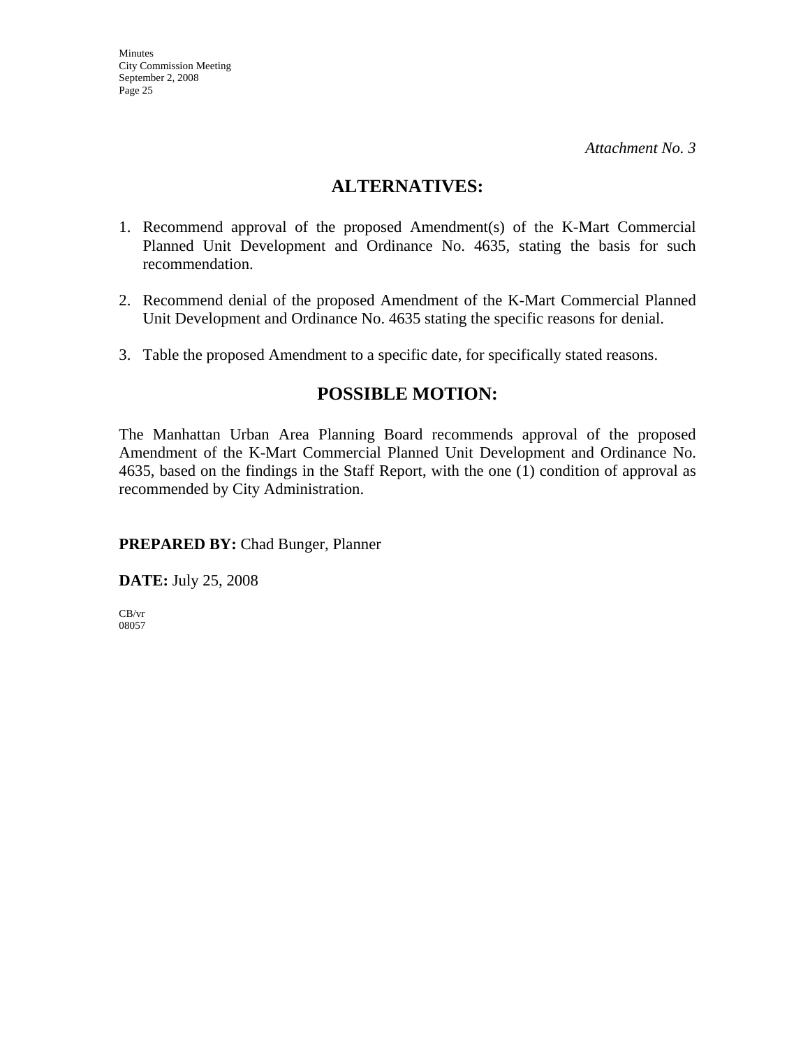*Attachment No. 3*

## ALTERNATIVES:

1. Recommend approval of the proposed Amendment(s) of the K-Mart Commercial Planned Unit Development and Ordinance No. 4635, stating the basis for such recommendation.

2. Recommend denial of the proposed Amendment of the K-Mart Commercial Planned Unit Development and Ordinance No. 4635 stating the specific reasons for denial.

3. Table the proposed Amendment to a specific date, for specifically stated reasons.

## POSSIBLE MOTION:

The Manhattan Urban Area Planning Board recommends approval of the proposed Amendment of the K-Mart Commercial Planned Unit Development and Ordinance No. 4635, based on the findings in the Staff Report, with the one (1) condition of approval as recommended by City Administration.

**PREPARED BY:** Chad Bunger, Planner

**DATE:** July 25, 2008

CB/vr
08057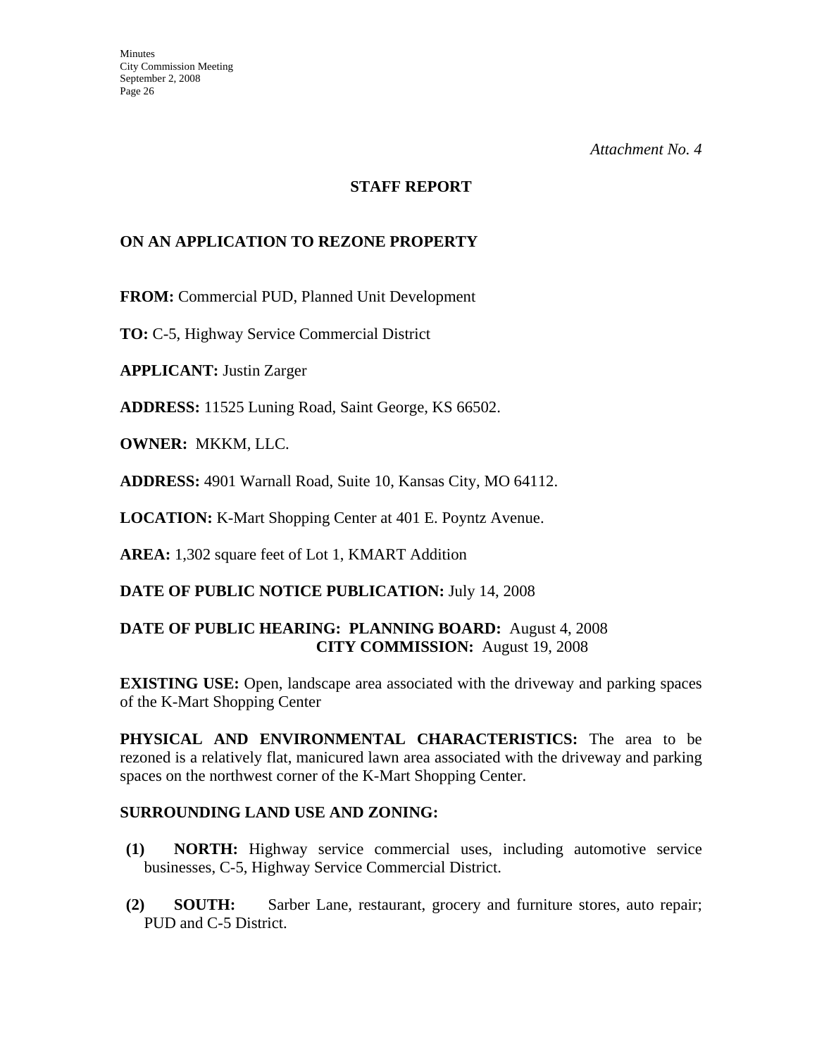*Attachment No. 4*

## STAFF REPORT

### ON AN APPLICATION TO REZONE PROPERTY

**FROM:** Commercial PUD, Planned Unit Development

**TO:** C-5, Highway Service Commercial District

**APPLICANT:** Justin Zarger

**ADDRESS:** 11525 Luning Road, Saint George, KS 66502.

**OWNER:** MKKM, LLC.

**ADDRESS:** 4901 Warnall Road, Suite 10, Kansas City, MO 64112.

**LOCATION:** K-Mart Shopping Center at 401 E. Poyntz Avenue.

**AREA:** 1,302 square feet of Lot 1, KMART Addition

**DATE OF PUBLIC NOTICE PUBLICATION:** July 14, 2008

**DATE OF PUBLIC HEARING: PLANNING BOARD:** August 4, 2008
**CITY COMMISSION:** August 19, 2008

**EXISTING USE:** Open, landscape area associated with the driveway and parking spaces of the K-Mart Shopping Center

**PHYSICAL AND ENVIRONMENTAL CHARACTERISTICS:** The area to be rezoned is a relatively flat, manicured lawn area associated with the driveway and parking spaces on the northwest corner of the K-Mart Shopping Center.

**SURROUNDING LAND USE AND ZONING:**

**(1) NORTH:** Highway service commercial uses, including automotive service businesses, C-5, Highway Service Commercial District.

**(2) SOUTH:** Sarber Lane, restaurant, grocery and furniture stores, auto repair; PUD and C-5 District.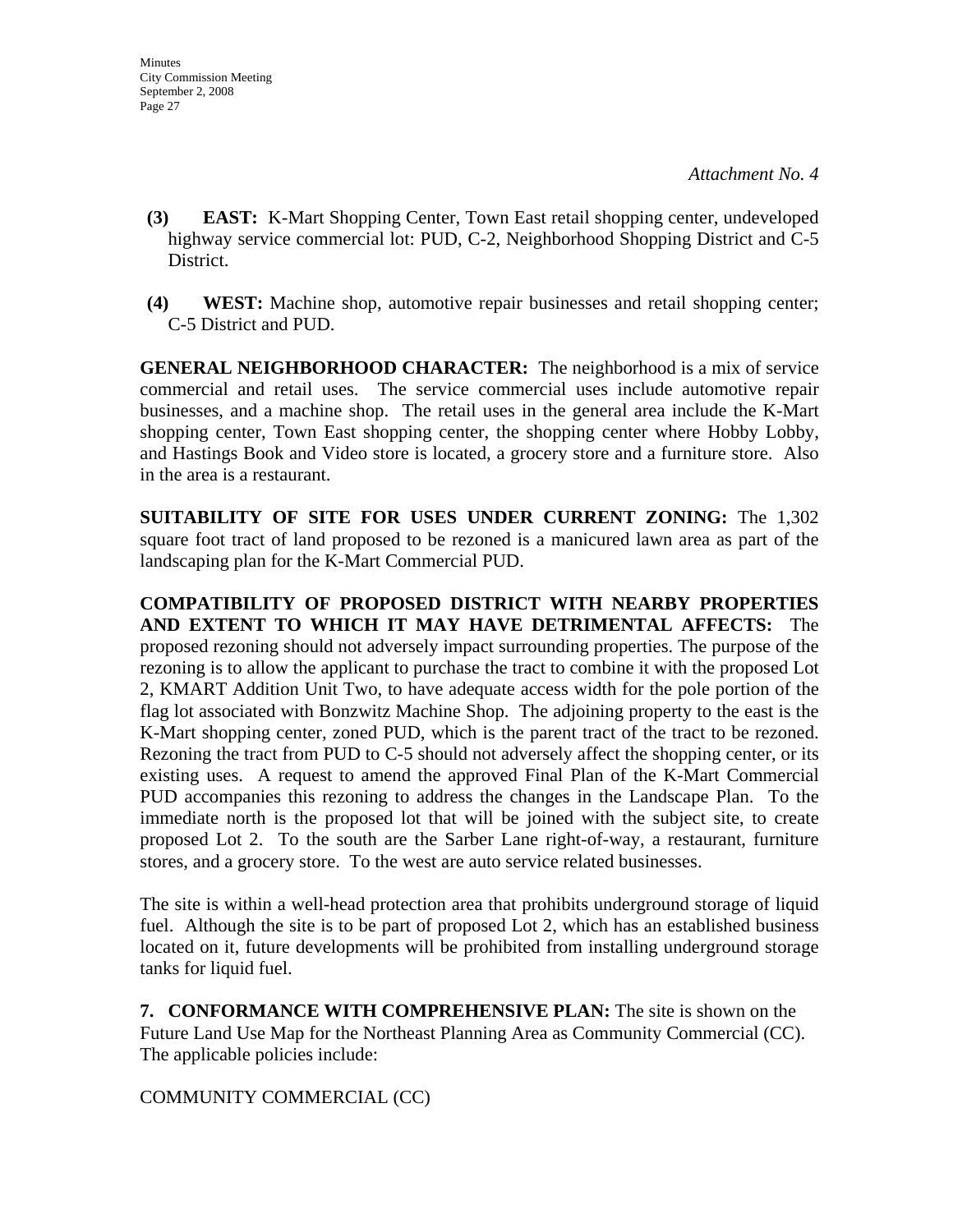*Attachment No. 4*

**(3) EAST:** K-Mart Shopping Center, Town East retail shopping center, undeveloped highway service commercial lot: PUD, C-2, Neighborhood Shopping District and C-5 District.

**(4) WEST:** Machine shop, automotive repair businesses and retail shopping center; C-5 District and PUD.

**GENERAL NEIGHBORHOOD CHARACTER:** The neighborhood is a mix of service commercial and retail uses. The service commercial uses include automotive repair businesses, and a machine shop. The retail uses in the general area include the K-Mart shopping center, Town East shopping center, the shopping center where Hobby Lobby, and Hastings Book and Video store is located, a grocery store and a furniture store. Also in the area is a restaurant.

**SUITABILITY OF SITE FOR USES UNDER CURRENT ZONING:** The 1,302 square foot tract of land proposed to be rezoned is a manicured lawn area as part of the landscaping plan for the K-Mart Commercial PUD.

**COMPATIBILITY OF PROPOSED DISTRICT WITH NEARBY PROPERTIES AND EXTENT TO WHICH IT MAY HAVE DETRIMENTAL AFFECTS:** The proposed rezoning should not adversely impact surrounding properties. The purpose of the rezoning is to allow the applicant to purchase the tract to combine it with the proposed Lot 2, KMART Addition Unit Two, to have adequate access width for the pole portion of the flag lot associated with Bonzwitz Machine Shop. The adjoining property to the east is the K-Mart shopping center, zoned PUD, which is the parent tract of the tract to be rezoned. Rezoning the tract from PUD to C-5 should not adversely affect the shopping center, or its existing uses. A request to amend the approved Final Plan of the K-Mart Commercial PUD accompanies this rezoning to address the changes in the Landscape Plan. To the immediate north is the proposed lot that will be joined with the subject site, to create proposed Lot 2. To the south are the Sarber Lane right-of-way, a restaurant, furniture stores, and a grocery store. To the west are auto service related businesses.

The site is within a well-head protection area that prohibits underground storage of liquid fuel. Although the site is to be part of proposed Lot 2, which has an established business located on it, future developments will be prohibited from installing underground storage tanks for liquid fuel.

**7. CONFORMANCE WITH COMPREHENSIVE PLAN:** The site is shown on the Future Land Use Map for the Northeast Planning Area as Community Commercial (CC). The applicable policies include:

COMMUNITY COMMERCIAL (CC)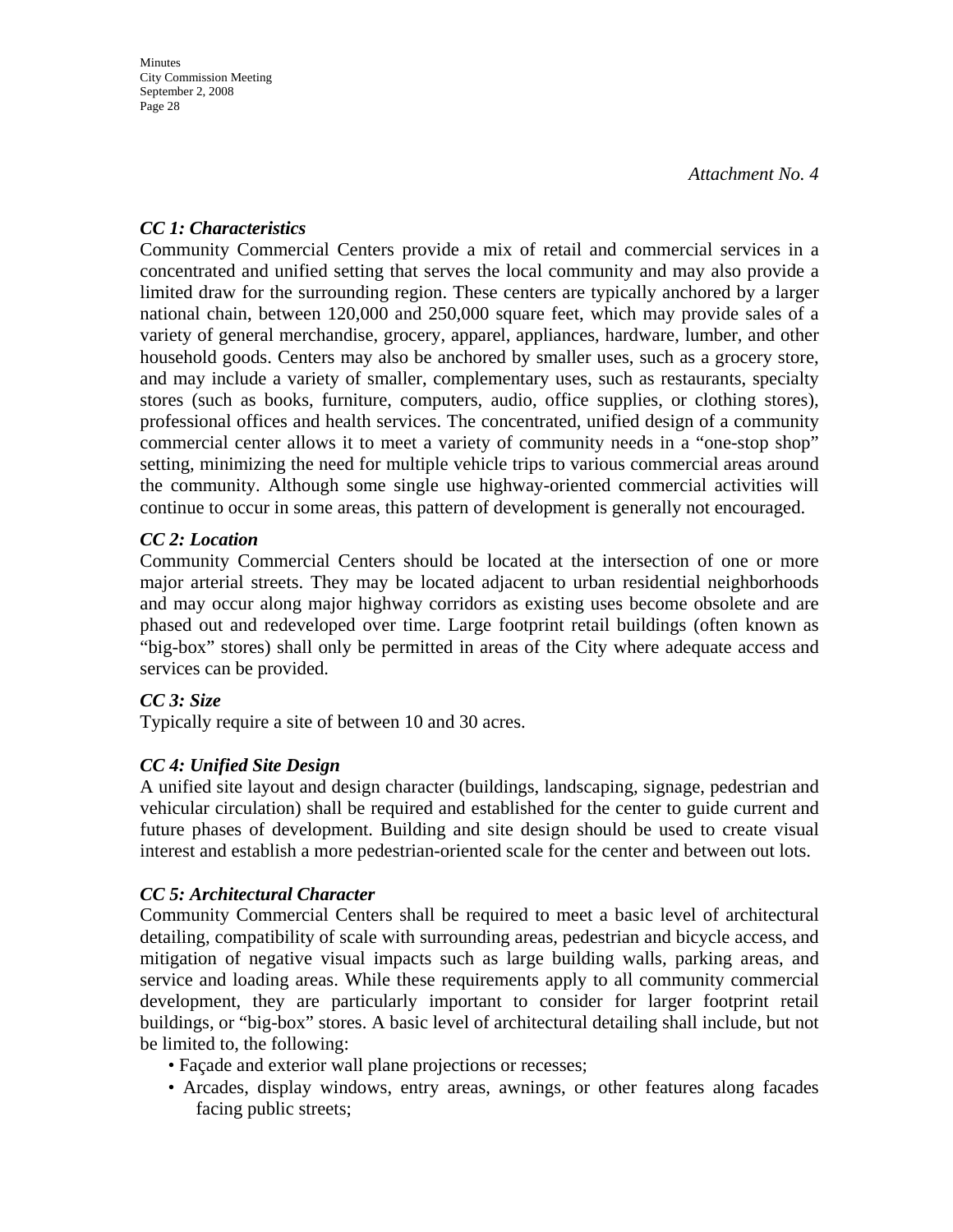*Attachment No. 4*

***CC 1: Characteristics***

Community Commercial Centers provide a mix of retail and commercial services in a concentrated and unified setting that serves the local community and may also provide a limited draw for the surrounding region. These centers are typically anchored by a larger national chain, between 120,000 and 250,000 square feet, which may provide sales of a variety of general merchandise, grocery, apparel, appliances, hardware, lumber, and other household goods. Centers may also be anchored by smaller uses, such as a grocery store, and may include a variety of smaller, complementary uses, such as restaurants, specialty stores (such as books, furniture, computers, audio, office supplies, or clothing stores), professional offices and health services. The concentrated, unified design of a community commercial center allows it to meet a variety of community needs in a "one-stop shop" setting, minimizing the need for multiple vehicle trips to various commercial areas around the community. Although some single use highway-oriented commercial activities will continue to occur in some areas, this pattern of development is generally not encouraged.

***CC 2: Location***

Community Commercial Centers should be located at the intersection of one or more major arterial streets. They may be located adjacent to urban residential neighborhoods and may occur along major highway corridors as existing uses become obsolete and are phased out and redeveloped over time. Large footprint retail buildings (often known as "big-box" stores) shall only be permitted in areas of the City where adequate access and services can be provided.

***CC 3: Size***

Typically require a site of between 10 and 30 acres.

***CC 4: Unified Site Design***

A unified site layout and design character (buildings, landscaping, signage, pedestrian and vehicular circulation) shall be required and established for the center to guide current and future phases of development. Building and site design should be used to create visual interest and establish a more pedestrian-oriented scale for the center and between out lots.

***CC 5: Architectural Character***

Community Commercial Centers shall be required to meet a basic level of architectural detailing, compatibility of scale with surrounding areas, pedestrian and bicycle access, and mitigation of negative visual impacts such as large building walls, parking areas, and service and loading areas. While these requirements apply to all community commercial development, they are particularly important to consider for larger footprint retail buildings, or "big-box" stores. A basic level of architectural detailing shall include, but not be limited to, the following:

- Façade and exterior wall plane projections or recesses;
- Arcades, display windows, entry areas, awnings, or other features along facades facing public streets;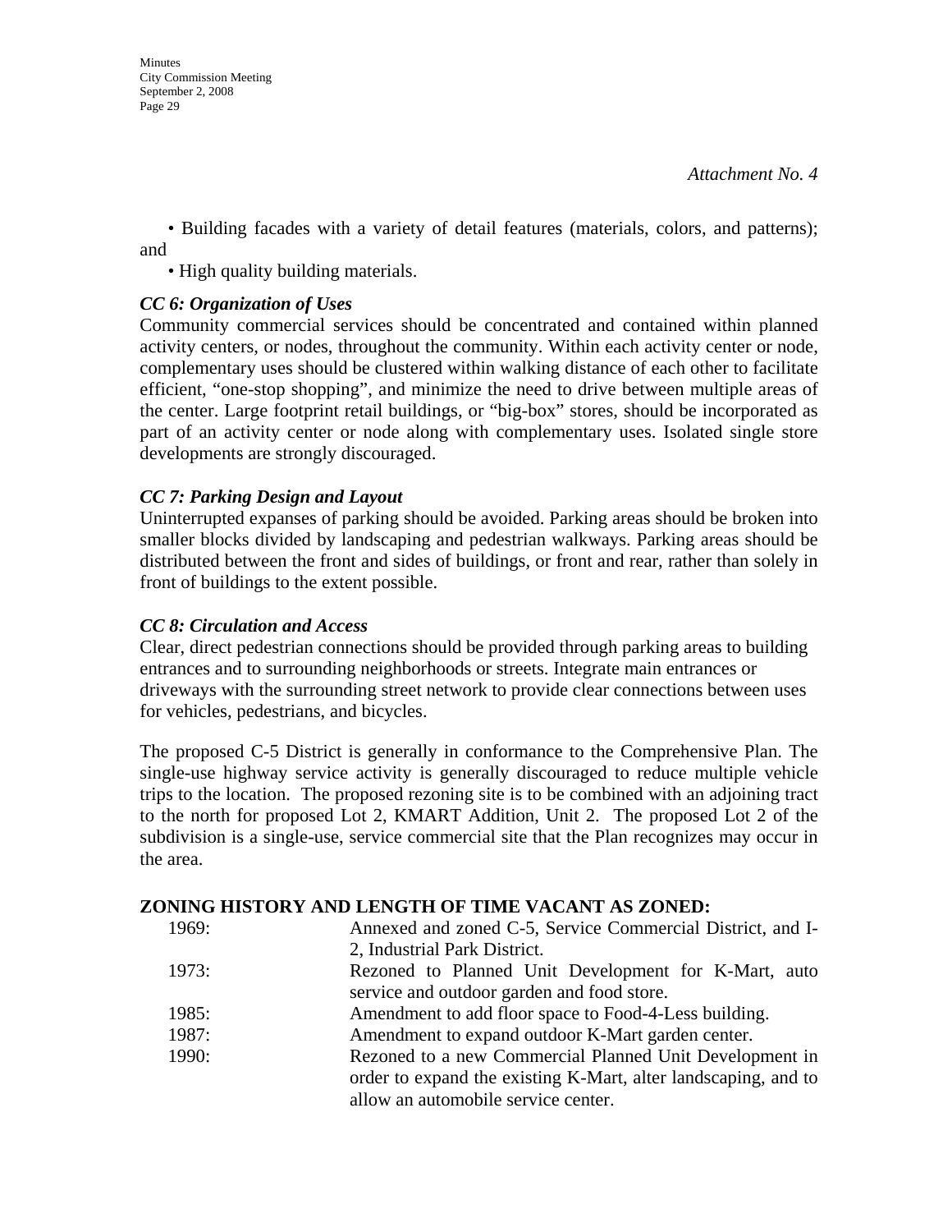*Attachment No. 4*

• Building facades with a variety of detail features (materials, colors, and patterns); and

• High quality building materials.

***CC 6: Organization of Uses***

Community commercial services should be concentrated and contained within planned activity centers, or nodes, throughout the community. Within each activity center or node, complementary uses should be clustered within walking distance of each other to facilitate efficient, "one-stop shopping", and minimize the need to drive between multiple areas of the center. Large footprint retail buildings, or "big-box" stores, should be incorporated as part of an activity center or node along with complementary uses. Isolated single store developments are strongly discouraged.

***CC 7: Parking Design and Layout***

Uninterrupted expanses of parking should be avoided. Parking areas should be broken into smaller blocks divided by landscaping and pedestrian walkways. Parking areas should be distributed between the front and sides of buildings, or front and rear, rather than solely in front of buildings to the extent possible.

***CC 8: Circulation and Access***

Clear, direct pedestrian connections should be provided through parking areas to building entrances and to surrounding neighborhoods or streets. Integrate main entrances or driveways with the surrounding street network to provide clear connections between uses for vehicles, pedestrians, and bicycles.

The proposed C-5 District is generally in conformance to the Comprehensive Plan. The single-use highway service activity is generally discouraged to reduce multiple vehicle trips to the location. The proposed rezoning site is to be combined with an adjoining tract to the north for proposed Lot 2, KMART Addition, Unit 2. The proposed Lot 2 of the subdivision is a single-use, service commercial site that the Plan recognizes may occur in the area.

**ZONING HISTORY AND LENGTH OF TIME VACANT AS ZONED:**

| | |
|---|---|
| 1969: | Annexed and zoned C-5, Service Commercial District, and I-2, Industrial Park District. |
| 1973: | Rezoned to Planned Unit Development for K-Mart, auto service and outdoor garden and food store. |
| 1985: | Amendment to add floor space to Food-4-Less building. |
| 1987: | Amendment to expand outdoor K-Mart garden center. |
| 1990: | Rezoned to a new Commercial Planned Unit Development in order to expand the existing K-Mart, alter landscaping, and to allow an automobile service center. |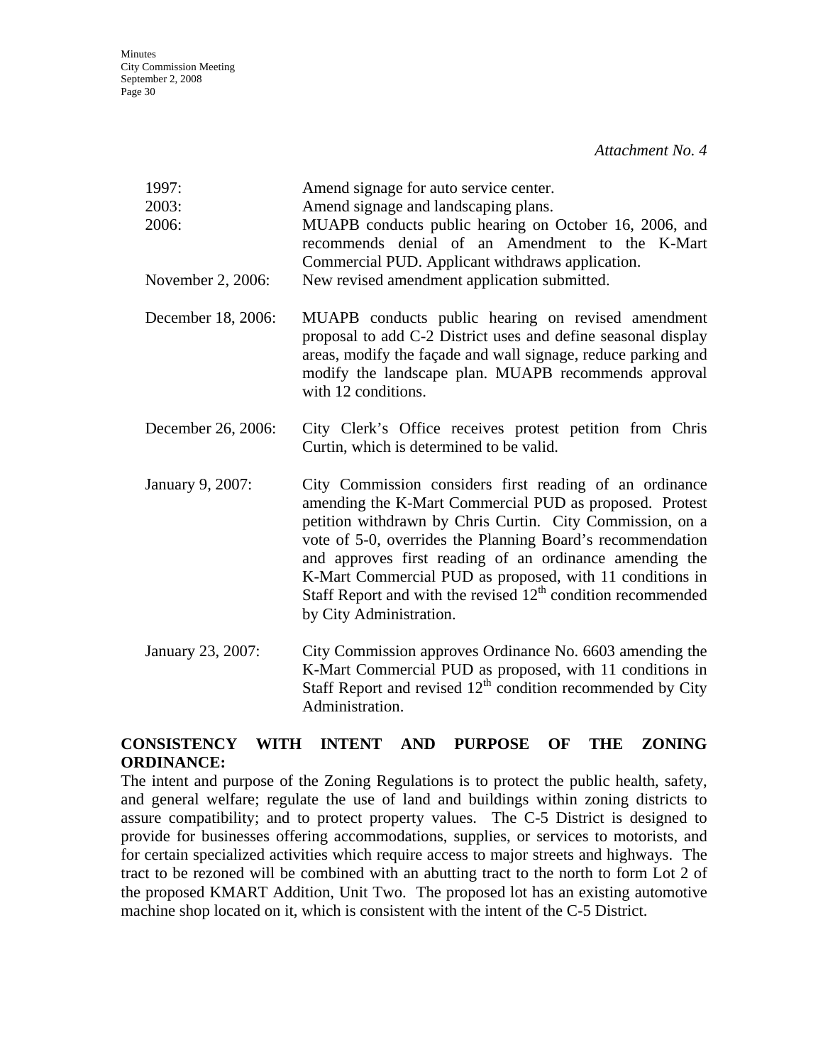*Attachment No. 4*

| | |
|---|---|
| 1997: | Amend signage for auto service center. |
| 2003: | Amend signage and landscaping plans. |
| 2006: | MUAPB conducts public hearing on October 16, 2006, and recommends denial of an Amendment to the K-Mart Commercial PUD. Applicant withdraws application. |
| November 2, 2006: | New revised amendment application submitted. |
| December 18, 2006: | MUAPB conducts public hearing on revised amendment proposal to add C-2 District uses and define seasonal display areas, modify the façade and wall signage, reduce parking and modify the landscape plan. MUAPB recommends approval with 12 conditions. |
| December 26, 2006: | City Clerk's Office receives protest petition from Chris Curtin, which is determined to be valid. |
| January 9, 2007: | City Commission considers first reading of an ordinance amending the K-Mart Commercial PUD as proposed. Protest petition withdrawn by Chris Curtin. City Commission, on a vote of 5-0, overrides the Planning Board's recommendation and approves first reading of an ordinance amending the K-Mart Commercial PUD as proposed, with 11 conditions in Staff Report and with the revised 12th condition recommended by City Administration. |
| January 23, 2007: | City Commission approves Ordinance No. 6603 amending the K-Mart Commercial PUD as proposed, with 11 conditions in Staff Report and revised 12th condition recommended by City Administration. |

**CONSISTENCY WITH INTENT AND PURPOSE OF THE ZONING ORDINANCE:**

The intent and purpose of the Zoning Regulations is to protect the public health, safety, and general welfare; regulate the use of land and buildings within zoning districts to assure compatibility; and to protect property values. The C-5 District is designed to provide for businesses offering accommodations, supplies, or services to motorists, and for certain specialized activities which require access to major streets and highways. The tract to be rezoned will be combined with an abutting tract to the north to form Lot 2 of the proposed KMART Addition, Unit Two. The proposed lot has an existing automotive machine shop located on it, which is consistent with the intent of the C-5 District.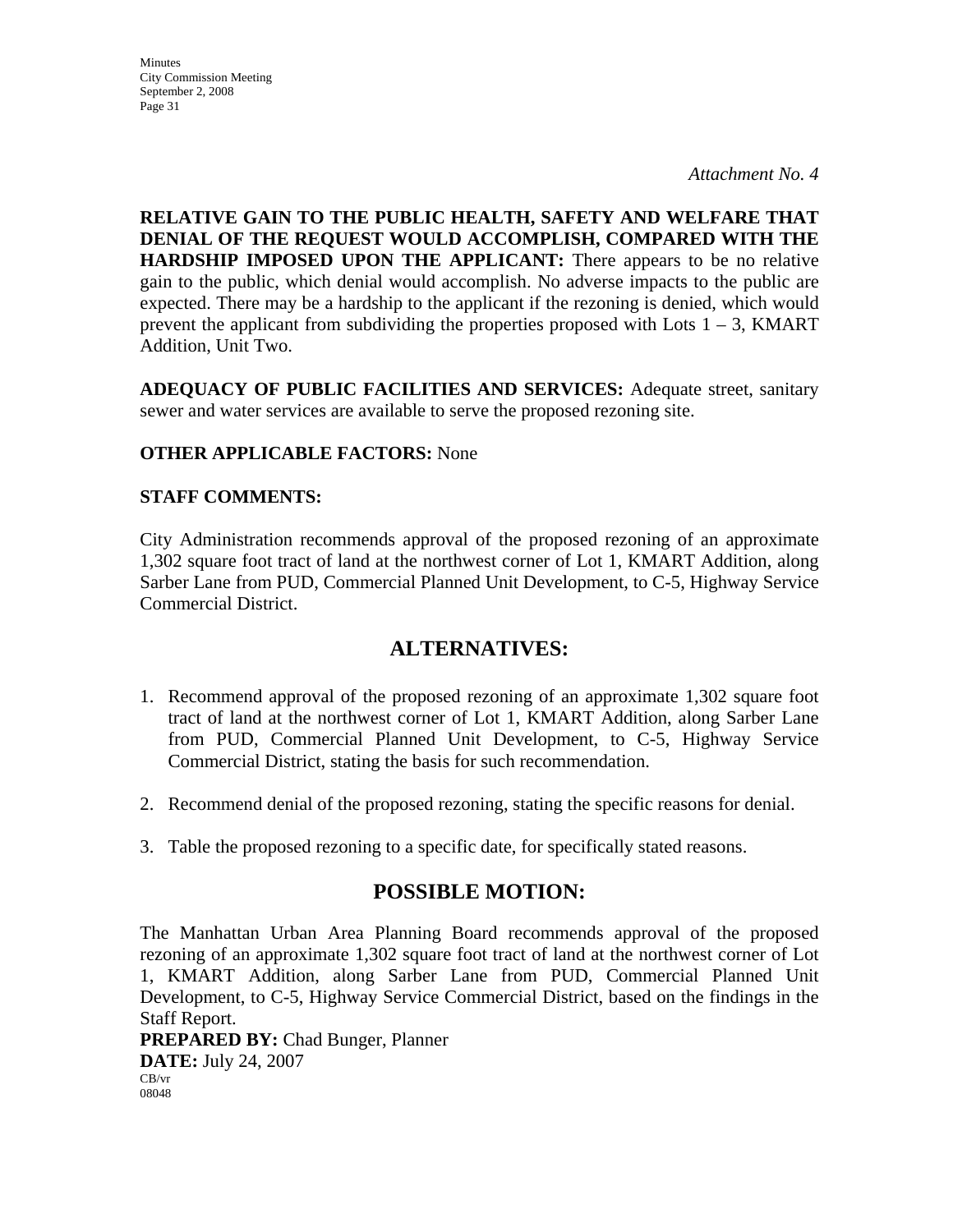*Attachment No. 4*

**RELATIVE GAIN TO THE PUBLIC HEALTH, SAFETY AND WELFARE THAT DENIAL OF THE REQUEST WOULD ACCOMPLISH, COMPARED WITH THE HARDSHIP IMPOSED UPON THE APPLICANT:** There appears to be no relative gain to the public, which denial would accomplish. No adverse impacts to the public are expected. There may be a hardship to the applicant if the rezoning is denied, which would prevent the applicant from subdividing the properties proposed with Lots 1 – 3, KMART Addition, Unit Two.

**ADEQUACY OF PUBLIC FACILITIES AND SERVICES:** Adequate street, sanitary sewer and water services are available to serve the proposed rezoning site.

**OTHER APPLICABLE FACTORS:** None

**STAFF COMMENTS:**

City Administration recommends approval of the proposed rezoning of an approximate 1,302 square foot tract of land at the northwest corner of Lot 1, KMART Addition, along Sarber Lane from PUD, Commercial Planned Unit Development, to C-5, Highway Service Commercial District.

## ALTERNATIVES:

1. Recommend approval of the proposed rezoning of an approximate 1,302 square foot tract of land at the northwest corner of Lot 1, KMART Addition, along Sarber Lane from PUD, Commercial Planned Unit Development, to C-5, Highway Service Commercial District, stating the basis for such recommendation.
2. Recommend denial of the proposed rezoning, stating the specific reasons for denial.
3. Table the proposed rezoning to a specific date, for specifically stated reasons.

## POSSIBLE MOTION:

The Manhattan Urban Area Planning Board recommends approval of the proposed rezoning of an approximate 1,302 square foot tract of land at the northwest corner of Lot 1, KMART Addition, along Sarber Lane from PUD, Commercial Planned Unit Development, to C-5, Highway Service Commercial District, based on the findings in the Staff Report.

**PREPARED BY:** Chad Bunger, Planner
**DATE:** July 24, 2007
CB/vr
08048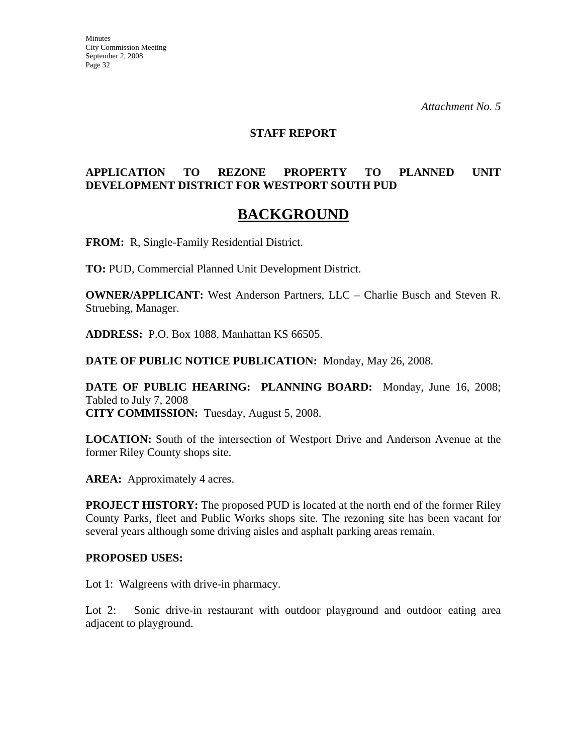*Attachment No. 5*

**STAFF REPORT**

**APPLICATION TO REZONE PROPERTY TO PLANNED UNIT DEVELOPMENT DISTRICT FOR WESTPORT SOUTH PUD**

# BACKGROUND

**FROM:** R, Single-Family Residential District.

**TO:** PUD, Commercial Planned Unit Development District.

**OWNER/APPLICANT:** West Anderson Partners, LLC – Charlie Busch and Steven R. Struebing, Manager.

**ADDRESS:** P.O. Box 1088, Manhattan KS 66505.

**DATE OF PUBLIC NOTICE PUBLICATION:** Monday, May 26, 2008.

**DATE OF PUBLIC HEARING: PLANNING BOARD:** Monday, June 16, 2008; Tabled to July 7, 2008
**CITY COMMISSION:** Tuesday, August 5, 2008.

**LOCATION:** South of the intersection of Westport Drive and Anderson Avenue at the former Riley County shops site.

**AREA:** Approximately 4 acres.

**PROJECT HISTORY:** The proposed PUD is located at the north end of the former Riley County Parks, fleet and Public Works shops site. The rezoning site has been vacant for several years although some driving aisles and asphalt parking areas remain.

**PROPOSED USES:**

Lot 1: Walgreens with drive-in pharmacy.

Lot 2: Sonic drive-in restaurant with outdoor playground and outdoor eating area adjacent to playground.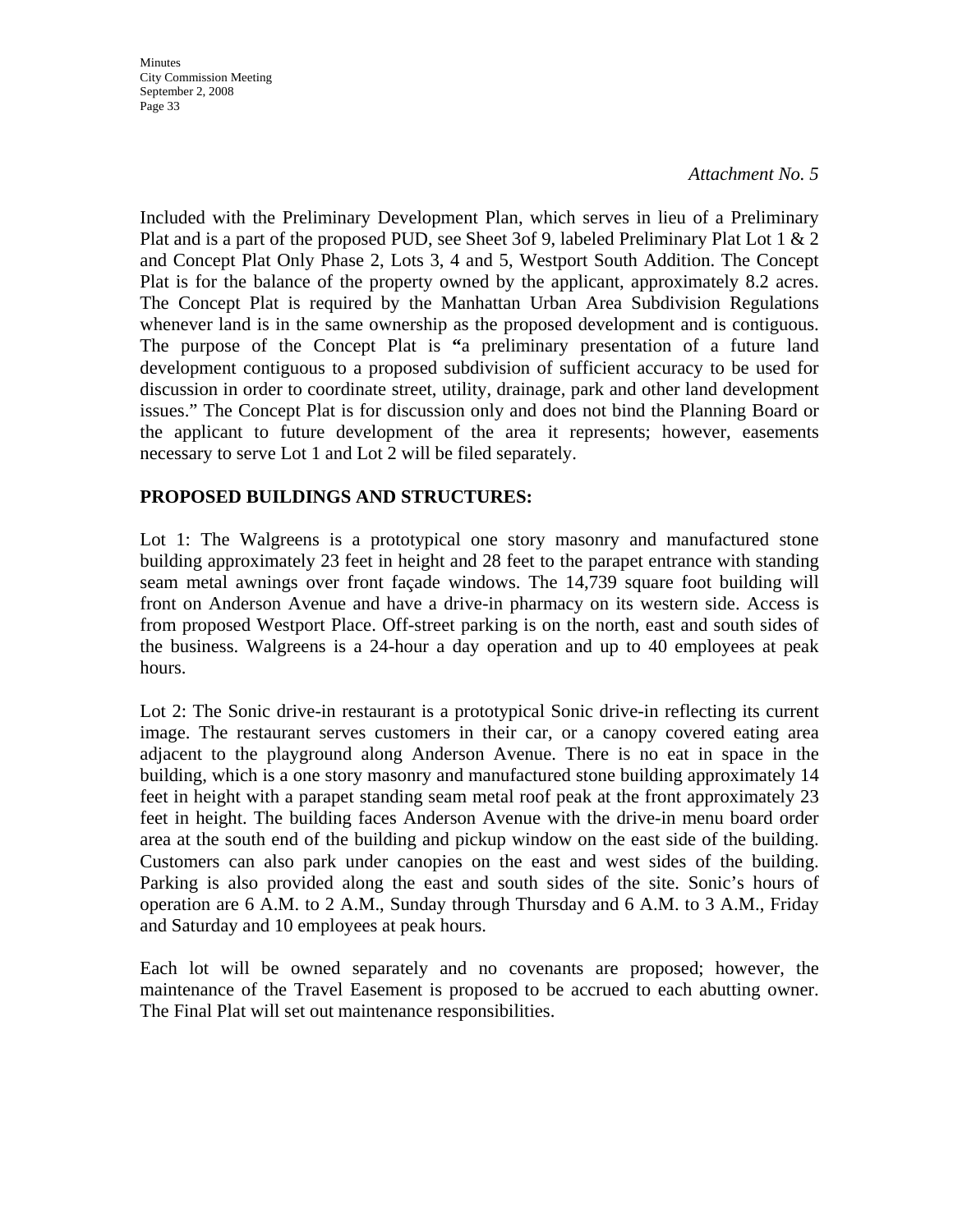*Attachment No. 5*

Included with the Preliminary Development Plan, which serves in lieu of a Preliminary Plat and is a part of the proposed PUD, see Sheet 3of 9, labeled Preliminary Plat Lot 1 & 2 and Concept Plat Only Phase 2, Lots 3, 4 and 5, Westport South Addition. The Concept Plat is for the balance of the property owned by the applicant, approximately 8.2 acres. The Concept Plat is required by the Manhattan Urban Area Subdivision Regulations whenever land is in the same ownership as the proposed development and is contiguous. The purpose of the Concept Plat is **"**a preliminary presentation of a future land development contiguous to a proposed subdivision of sufficient accuracy to be used for discussion in order to coordinate street, utility, drainage, park and other land development issues." The Concept Plat is for discussion only and does not bind the Planning Board or the applicant to future development of the area it represents; however, easements necessary to serve Lot 1 and Lot 2 will be filed separately.

**PROPOSED BUILDINGS AND STRUCTURES:**

Lot 1: The Walgreens is a prototypical one story masonry and manufactured stone building approximately 23 feet in height and 28 feet to the parapet entrance with standing seam metal awnings over front façade windows. The 14,739 square foot building will front on Anderson Avenue and have a drive-in pharmacy on its western side. Access is from proposed Westport Place. Off-street parking is on the north, east and south sides of the business. Walgreens is a 24-hour a day operation and up to 40 employees at peak hours.

Lot 2: The Sonic drive-in restaurant is a prototypical Sonic drive-in reflecting its current image. The restaurant serves customers in their car, or a canopy covered eating area adjacent to the playground along Anderson Avenue. There is no eat in space in the building, which is a one story masonry and manufactured stone building approximately 14 feet in height with a parapet standing seam metal roof peak at the front approximately 23 feet in height. The building faces Anderson Avenue with the drive-in menu board order area at the south end of the building and pickup window on the east side of the building. Customers can also park under canopies on the east and west sides of the building. Parking is also provided along the east and south sides of the site. Sonic's hours of operation are 6 A.M. to 2 A.M., Sunday through Thursday and 6 A.M. to 3 A.M., Friday and Saturday and 10 employees at peak hours.

Each lot will be owned separately and no covenants are proposed; however, the maintenance of the Travel Easement is proposed to be accrued to each abutting owner. The Final Plat will set out maintenance responsibilities.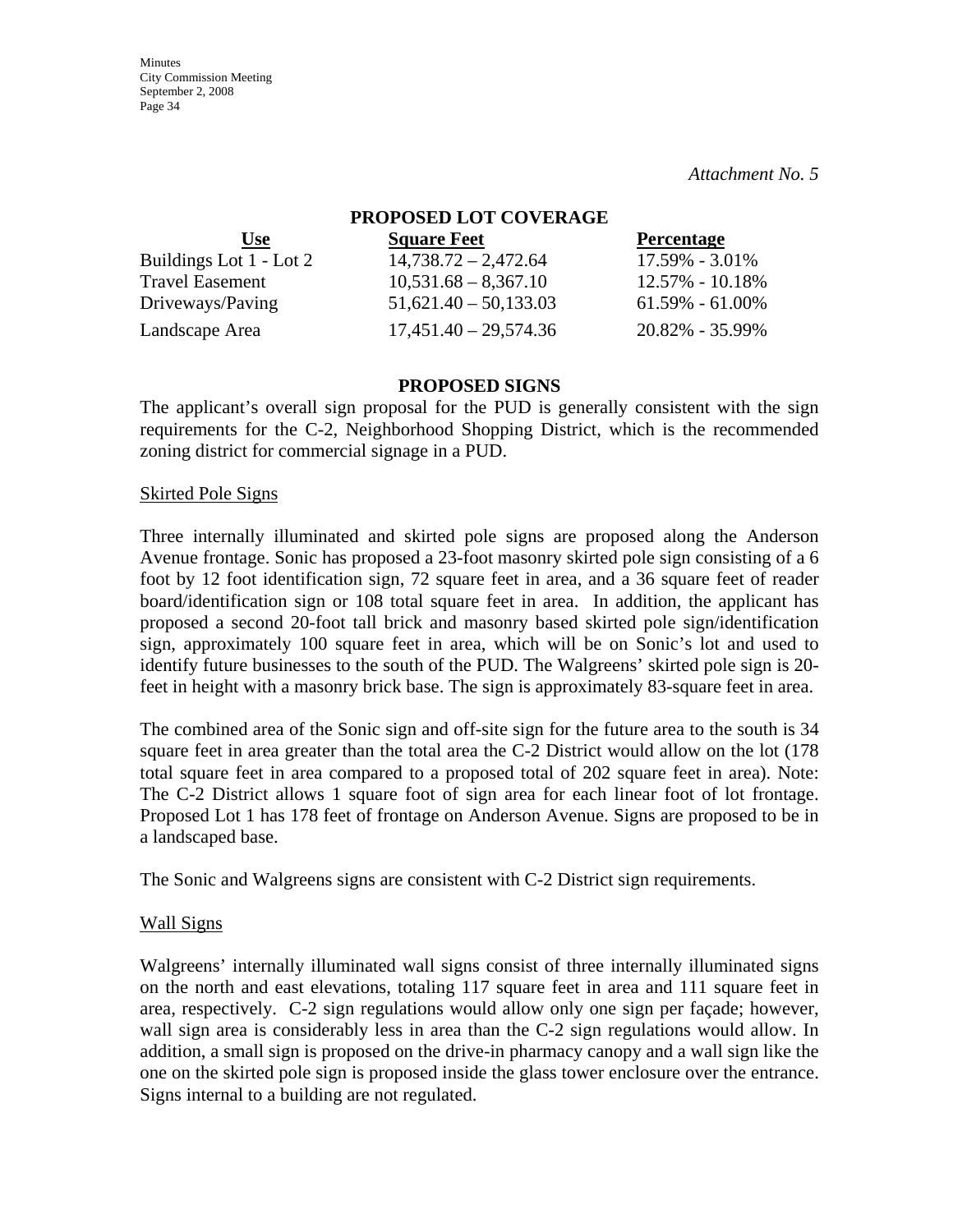*Attachment No. 5*

**PROPOSED LOT COVERAGE**

| Use | Square Feet | Percentage |
|---|---|---|
| Buildings Lot 1 - Lot 2 | 14,738.72 – 2,472.64 | 17.59% - 3.01% |
| Travel Easement | 10,531.68 – 8,367.10 | 12.57% - 10.18% |
| Driveways/Paving | 51,621.40 – 50,133.03 | 61.59% - 61.00% |
| Landscape Area | 17,451.40 – 29,574.36 | 20.82% - 35.99% |

**PROPOSED SIGNS**

The applicant's overall sign proposal for the PUD is generally consistent with the sign requirements for the C-2, Neighborhood Shopping District, which is the recommended zoning district for commercial signage in a PUD.

Skirted Pole Signs

Three internally illuminated and skirted pole signs are proposed along the Anderson Avenue frontage. Sonic has proposed a 23-foot masonry skirted pole sign consisting of a 6 foot by 12 foot identification sign, 72 square feet in area, and a 36 square feet of reader board/identification sign or 108 total square feet in area. In addition, the applicant has proposed a second 20-foot tall brick and masonry based skirted pole sign/identification sign, approximately 100 square feet in area, which will be on Sonic's lot and used to identify future businesses to the south of the PUD. The Walgreens' skirted pole sign is 20-feet in height with a masonry brick base. The sign is approximately 83-square feet in area.

The combined area of the Sonic sign and off-site sign for the future area to the south is 34 square feet in area greater than the total area the C-2 District would allow on the lot (178 total square feet in area compared to a proposed total of 202 square feet in area). Note: The C-2 District allows 1 square foot of sign area for each linear foot of lot frontage. Proposed Lot 1 has 178 feet of frontage on Anderson Avenue. Signs are proposed to be in a landscaped base.

The Sonic and Walgreens signs are consistent with C-2 District sign requirements.

Wall Signs

Walgreens' internally illuminated wall signs consist of three internally illuminated signs on the north and east elevations, totaling 117 square feet in area and 111 square feet in area, respectively. C-2 sign regulations would allow only one sign per façade; however, wall sign area is considerably less in area than the C-2 sign regulations would allow. In addition, a small sign is proposed on the drive-in pharmacy canopy and a wall sign like the one on the skirted pole sign is proposed inside the glass tower enclosure over the entrance. Signs internal to a building are not regulated.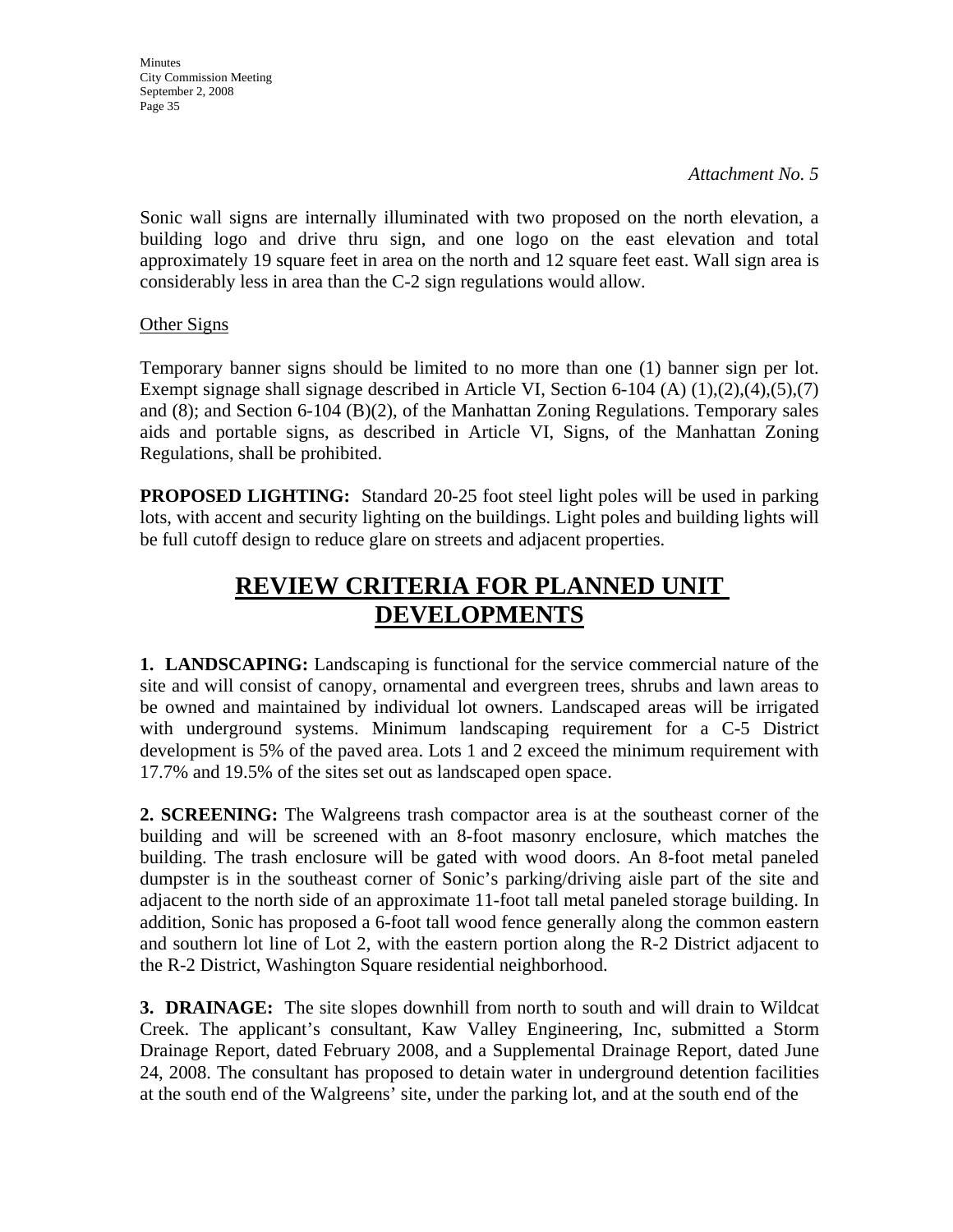*Attachment No. 5*

Sonic wall signs are internally illuminated with two proposed on the north elevation, a building logo and drive thru sign, and one logo on the east elevation and total approximately 19 square feet in area on the north and 12 square feet east. Wall sign area is considerably less in area than the C-2 sign regulations would allow.

Other Signs

Temporary banner signs should be limited to no more than one (1) banner sign per lot. Exempt signage shall signage described in Article VI, Section 6-104 (A) (1),(2),(4),(5),(7) and (8); and Section 6-104 (B)(2), of the Manhattan Zoning Regulations. Temporary sales aids and portable signs, as described in Article VI, Signs, of the Manhattan Zoning Regulations, shall be prohibited.

**PROPOSED LIGHTING:** Standard 20-25 foot steel light poles will be used in parking lots, with accent and security lighting on the buildings. Light poles and building lights will be full cutoff design to reduce glare on streets and adjacent properties.

# REVIEW CRITERIA FOR PLANNED UNIT DEVELOPMENTS

**1. LANDSCAPING:** Landscaping is functional for the service commercial nature of the site and will consist of canopy, ornamental and evergreen trees, shrubs and lawn areas to be owned and maintained by individual lot owners. Landscaped areas will be irrigated with underground systems. Minimum landscaping requirement for a C-5 District development is 5% of the paved area. Lots 1 and 2 exceed the minimum requirement with 17.7% and 19.5% of the sites set out as landscaped open space.

**2. SCREENING:** The Walgreens trash compactor area is at the southeast corner of the building and will be screened with an 8-foot masonry enclosure, which matches the building. The trash enclosure will be gated with wood doors. An 8-foot metal paneled dumpster is in the southeast corner of Sonic's parking/driving aisle part of the site and adjacent to the north side of an approximate 11-foot tall metal paneled storage building. In addition, Sonic has proposed a 6-foot tall wood fence generally along the common eastern and southern lot line of Lot 2, with the eastern portion along the R-2 District adjacent to the R-2 District, Washington Square residential neighborhood.

**3. DRAINAGE:** The site slopes downhill from north to south and will drain to Wildcat Creek. The applicant's consultant, Kaw Valley Engineering, Inc, submitted a Storm Drainage Report, dated February 2008, and a Supplemental Drainage Report, dated June 24, 2008. The consultant has proposed to detain water in underground detention facilities at the south end of the Walgreens' site, under the parking lot, and at the south end of the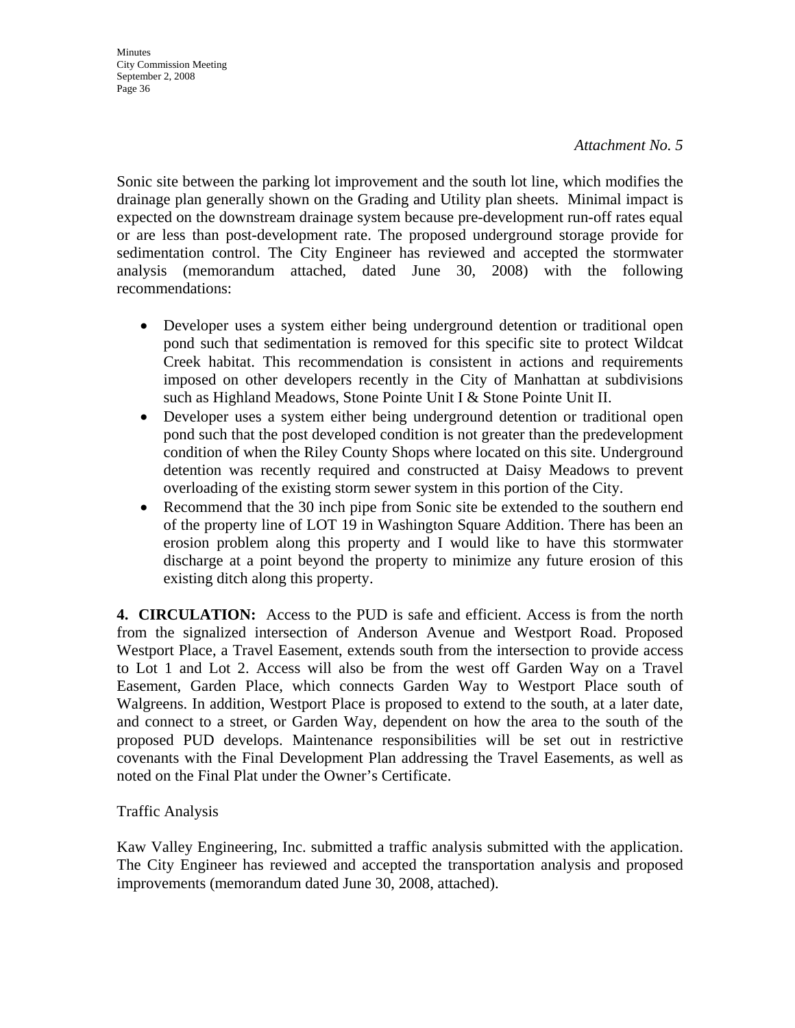*Attachment No. 5*

Sonic site between the parking lot improvement and the south lot line, which modifies the drainage plan generally shown on the Grading and Utility plan sheets. Minimal impact is expected on the downstream drainage system because pre-development run-off rates equal or are less than post-development rate. The proposed underground storage provide for sedimentation control. The City Engineer has reviewed and accepted the stormwater analysis (memorandum attached, dated June 30, 2008) with the following recommendations:

- Developer uses a system either being underground detention or traditional open pond such that sedimentation is removed for this specific site to protect Wildcat Creek habitat. This recommendation is consistent in actions and requirements imposed on other developers recently in the City of Manhattan at subdivisions such as Highland Meadows, Stone Pointe Unit I & Stone Pointe Unit II.
- Developer uses a system either being underground detention or traditional open pond such that the post developed condition is not greater than the predevelopment condition of when the Riley County Shops where located on this site. Underground detention was recently required and constructed at Daisy Meadows to prevent overloading of the existing storm sewer system in this portion of the City.
- Recommend that the 30 inch pipe from Sonic site be extended to the southern end of the property line of LOT 19 in Washington Square Addition. There has been an erosion problem along this property and I would like to have this stormwater discharge at a point beyond the property to minimize any future erosion of this existing ditch along this property.

**4. CIRCULATION:** Access to the PUD is safe and efficient. Access is from the north from the signalized intersection of Anderson Avenue and Westport Road. Proposed Westport Place, a Travel Easement, extends south from the intersection to provide access to Lot 1 and Lot 2. Access will also be from the west off Garden Way on a Travel Easement, Garden Place, which connects Garden Way to Westport Place south of Walgreens. In addition, Westport Place is proposed to extend to the south, at a later date, and connect to a street, or Garden Way, dependent on how the area to the south of the proposed PUD develops. Maintenance responsibilities will be set out in restrictive covenants with the Final Development Plan addressing the Travel Easements, as well as noted on the Final Plat under the Owner's Certificate.

Traffic Analysis

Kaw Valley Engineering, Inc. submitted a traffic analysis submitted with the application. The City Engineer has reviewed and accepted the transportation analysis and proposed improvements (memorandum dated June 30, 2008, attached).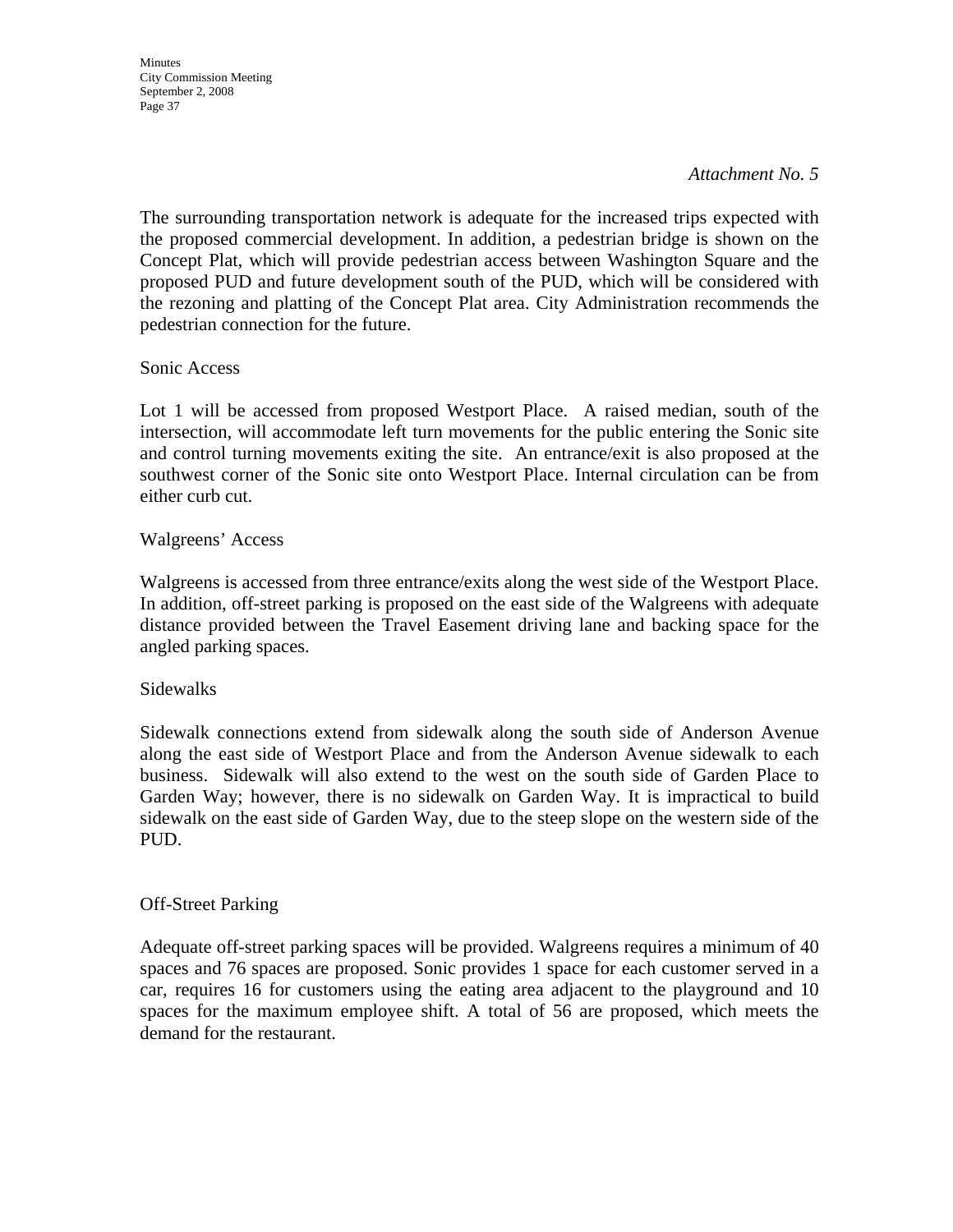*Attachment No. 5*

The surrounding transportation network is adequate for the increased trips expected with the proposed commercial development. In addition, a pedestrian bridge is shown on the Concept Plat, which will provide pedestrian access between Washington Square and the proposed PUD and future development south of the PUD, which will be considered with the rezoning and platting of the Concept Plat area. City Administration recommends the pedestrian connection for the future.

Sonic Access

Lot 1 will be accessed from proposed Westport Place. A raised median, south of the intersection, will accommodate left turn movements for the public entering the Sonic site and control turning movements exiting the site. An entrance/exit is also proposed at the southwest corner of the Sonic site onto Westport Place. Internal circulation can be from either curb cut.

Walgreens' Access

Walgreens is accessed from three entrance/exits along the west side of the Westport Place. In addition, off-street parking is proposed on the east side of the Walgreens with adequate distance provided between the Travel Easement driving lane and backing space for the angled parking spaces.

Sidewalks

Sidewalk connections extend from sidewalk along the south side of Anderson Avenue along the east side of Westport Place and from the Anderson Avenue sidewalk to each business. Sidewalk will also extend to the west on the south side of Garden Place to Garden Way; however, there is no sidewalk on Garden Way. It is impractical to build sidewalk on the east side of Garden Way, due to the steep slope on the western side of the PUD.

Off-Street Parking

Adequate off-street parking spaces will be provided. Walgreens requires a minimum of 40 spaces and 76 spaces are proposed. Sonic provides 1 space for each customer served in a car, requires 16 for customers using the eating area adjacent to the playground and 10 spaces for the maximum employee shift. A total of 56 are proposed, which meets the demand for the restaurant.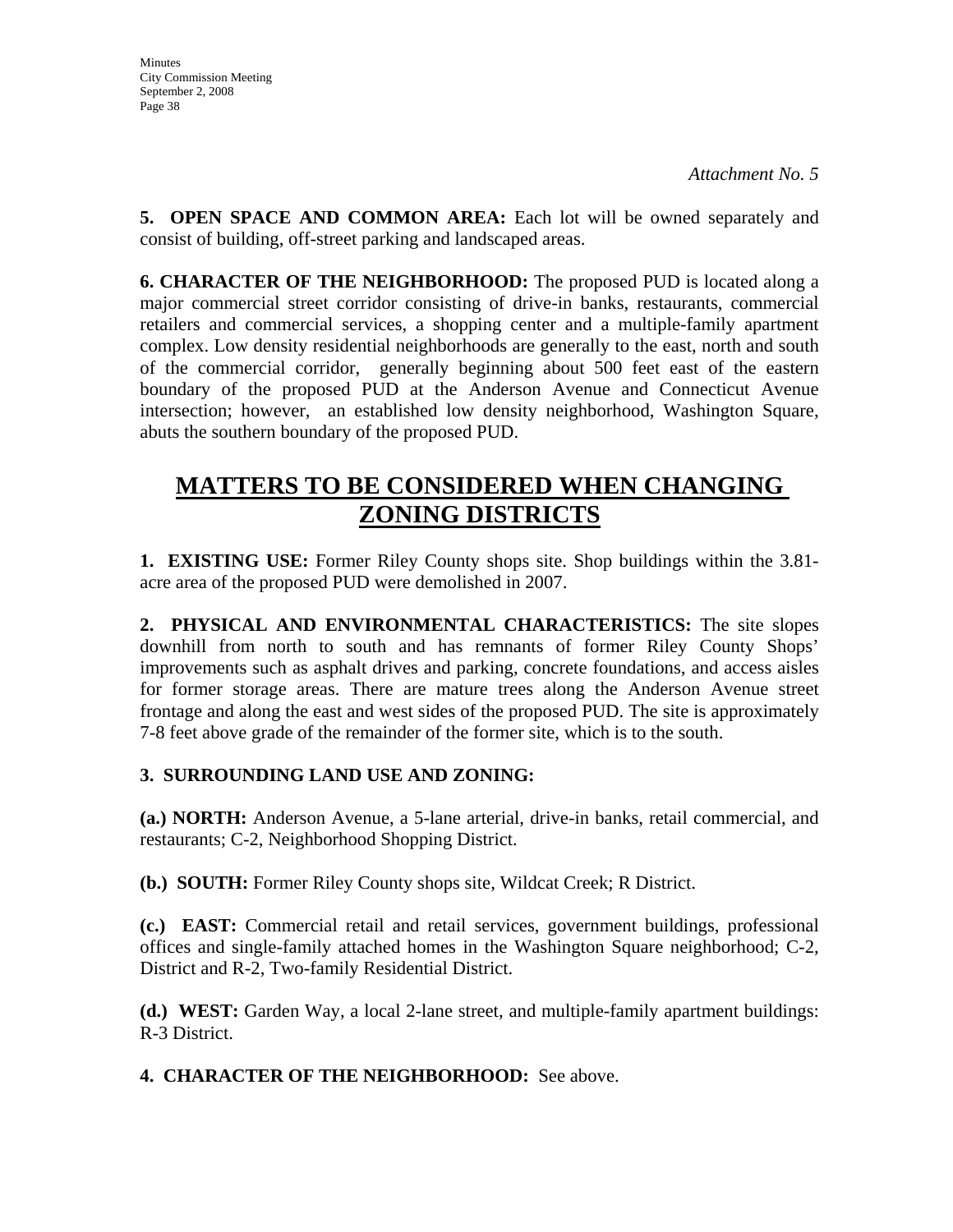*Attachment No. 5*

**5. OPEN SPACE AND COMMON AREA:** Each lot will be owned separately and consist of building, off-street parking and landscaped areas.

**6. CHARACTER OF THE NEIGHBORHOOD:** The proposed PUD is located along a major commercial street corridor consisting of drive-in banks, restaurants, commercial retailers and commercial services, a shopping center and a multiple-family apartment complex. Low density residential neighborhoods are generally to the east, north and south of the commercial corridor, generally beginning about 500 feet east of the eastern boundary of the proposed PUD at the Anderson Avenue and Connecticut Avenue intersection; however, an established low density neighborhood, Washington Square, abuts the southern boundary of the proposed PUD.

# MATTERS TO BE CONSIDERED WHEN CHANGING ZONING DISTRICTS

**1. EXISTING USE:** Former Riley County shops site. Shop buildings within the 3.81-acre area of the proposed PUD were demolished in 2007.

**2. PHYSICAL AND ENVIRONMENTAL CHARACTERISTICS:** The site slopes downhill from north to south and has remnants of former Riley County Shops' improvements such as asphalt drives and parking, concrete foundations, and access aisles for former storage areas. There are mature trees along the Anderson Avenue street frontage and along the east and west sides of the proposed PUD. The site is approximately 7-8 feet above grade of the remainder of the former site, which is to the south.

**3. SURROUNDING LAND USE AND ZONING:**

**(a.) NORTH:** Anderson Avenue, a 5-lane arterial, drive-in banks, retail commercial, and restaurants; C-2, Neighborhood Shopping District.

**(b.) SOUTH:** Former Riley County shops site, Wildcat Creek; R District.

**(c.) EAST:** Commercial retail and retail services, government buildings, professional offices and single-family attached homes in the Washington Square neighborhood; C-2, District and R-2, Two-family Residential District.

**(d.) WEST:** Garden Way, a local 2-lane street, and multiple-family apartment buildings: R-3 District.

**4. CHARACTER OF THE NEIGHBORHOOD:** See above.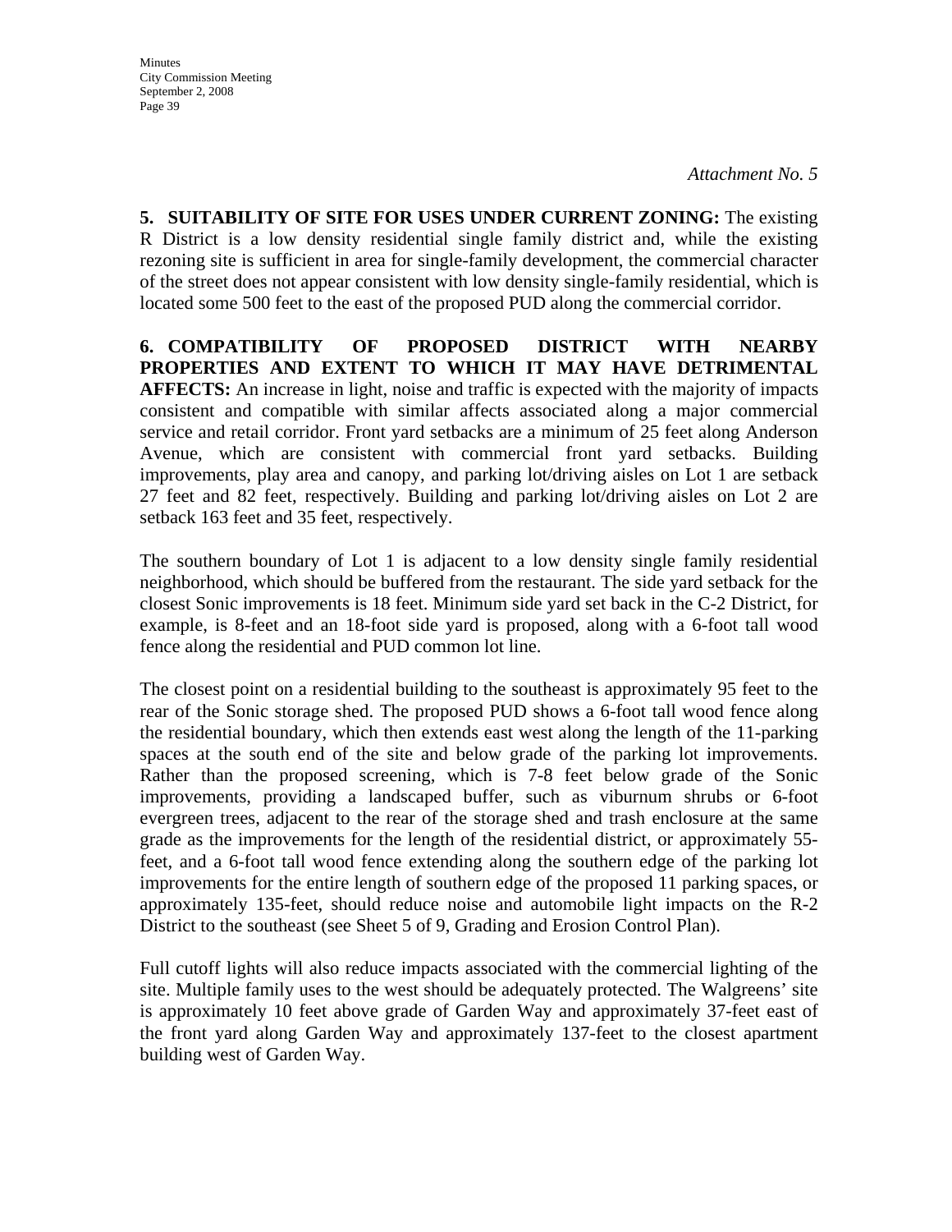*Attachment No. 5*

**5. SUITABILITY OF SITE FOR USES UNDER CURRENT ZONING:** The existing R District is a low density residential single family district and, while the existing rezoning site is sufficient in area for single-family development, the commercial character of the street does not appear consistent with low density single-family residential, which is located some 500 feet to the east of the proposed PUD along the commercial corridor.

**6. COMPATIBILITY OF PROPOSED DISTRICT WITH NEARBY PROPERTIES AND EXTENT TO WHICH IT MAY HAVE DETRIMENTAL AFFECTS:** An increase in light, noise and traffic is expected with the majority of impacts consistent and compatible with similar affects associated along a major commercial service and retail corridor. Front yard setbacks are a minimum of 25 feet along Anderson Avenue, which are consistent with commercial front yard setbacks. Building improvements, play area and canopy, and parking lot/driving aisles on Lot 1 are setback 27 feet and 82 feet, respectively. Building and parking lot/driving aisles on Lot 2 are setback 163 feet and 35 feet, respectively.

The southern boundary of Lot 1 is adjacent to a low density single family residential neighborhood, which should be buffered from the restaurant. The side yard setback for the closest Sonic improvements is 18 feet. Minimum side yard set back in the C-2 District, for example, is 8-feet and an 18-foot side yard is proposed, along with a 6-foot tall wood fence along the residential and PUD common lot line.

The closest point on a residential building to the southeast is approximately 95 feet to the rear of the Sonic storage shed. The proposed PUD shows a 6-foot tall wood fence along the residential boundary, which then extends east west along the length of the 11-parking spaces at the south end of the site and below grade of the parking lot improvements. Rather than the proposed screening, which is 7-8 feet below grade of the Sonic improvements, providing a landscaped buffer, such as viburnum shrubs or 6-foot evergreen trees, adjacent to the rear of the storage shed and trash enclosure at the same grade as the improvements for the length of the residential district, or approximately 55-feet, and a 6-foot tall wood fence extending along the southern edge of the parking lot improvements for the entire length of southern edge of the proposed 11 parking spaces, or approximately 135-feet, should reduce noise and automobile light impacts on the R-2 District to the southeast (see Sheet 5 of 9, Grading and Erosion Control Plan).

Full cutoff lights will also reduce impacts associated with the commercial lighting of the site. Multiple family uses to the west should be adequately protected. The Walgreens' site is approximately 10 feet above grade of Garden Way and approximately 37-feet east of the front yard along Garden Way and approximately 137-feet to the closest apartment building west of Garden Way.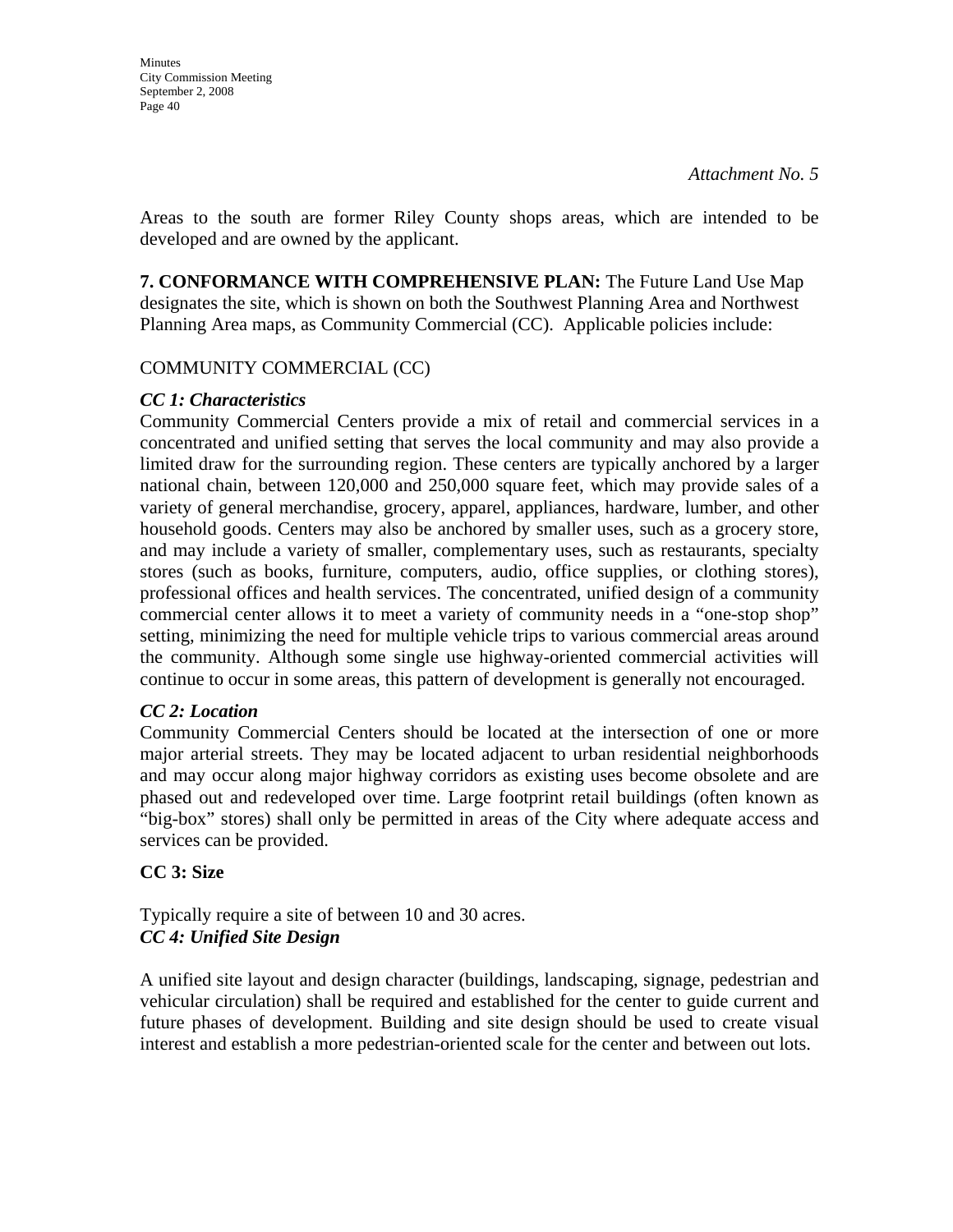*Attachment No. 5*

Areas to the south are former Riley County shops areas, which are intended to be developed and are owned by the applicant.

**7. CONFORMANCE WITH COMPREHENSIVE PLAN:** The Future Land Use Map designates the site, which is shown on both the Southwest Planning Area and Northwest Planning Area maps, as Community Commercial (CC). Applicable policies include:

COMMUNITY COMMERCIAL (CC)

***CC 1: Characteristics***

Community Commercial Centers provide a mix of retail and commercial services in a concentrated and unified setting that serves the local community and may also provide a limited draw for the surrounding region. These centers are typically anchored by a larger national chain, between 120,000 and 250,000 square feet, which may provide sales of a variety of general merchandise, grocery, apparel, appliances, hardware, lumber, and other household goods. Centers may also be anchored by smaller uses, such as a grocery store, and may include a variety of smaller, complementary uses, such as restaurants, specialty stores (such as books, furniture, computers, audio, office supplies, or clothing stores), professional offices and health services. The concentrated, unified design of a community commercial center allows it to meet a variety of community needs in a "one-stop shop" setting, minimizing the need for multiple vehicle trips to various commercial areas around the community. Although some single use highway-oriented commercial activities will continue to occur in some areas, this pattern of development is generally not encouraged.

***CC 2: Location***

Community Commercial Centers should be located at the intersection of one or more major arterial streets. They may be located adjacent to urban residential neighborhoods and may occur along major highway corridors as existing uses become obsolete and are phased out and redeveloped over time. Large footprint retail buildings (often known as "big-box" stores) shall only be permitted in areas of the City where adequate access and services can be provided.

**CC 3: Size**

Typically require a site of between 10 and 30 acres.

***CC 4: Unified Site Design***

A unified site layout and design character (buildings, landscaping, signage, pedestrian and vehicular circulation) shall be required and established for the center to guide current and future phases of development. Building and site design should be used to create visual interest and establish a more pedestrian-oriented scale for the center and between out lots.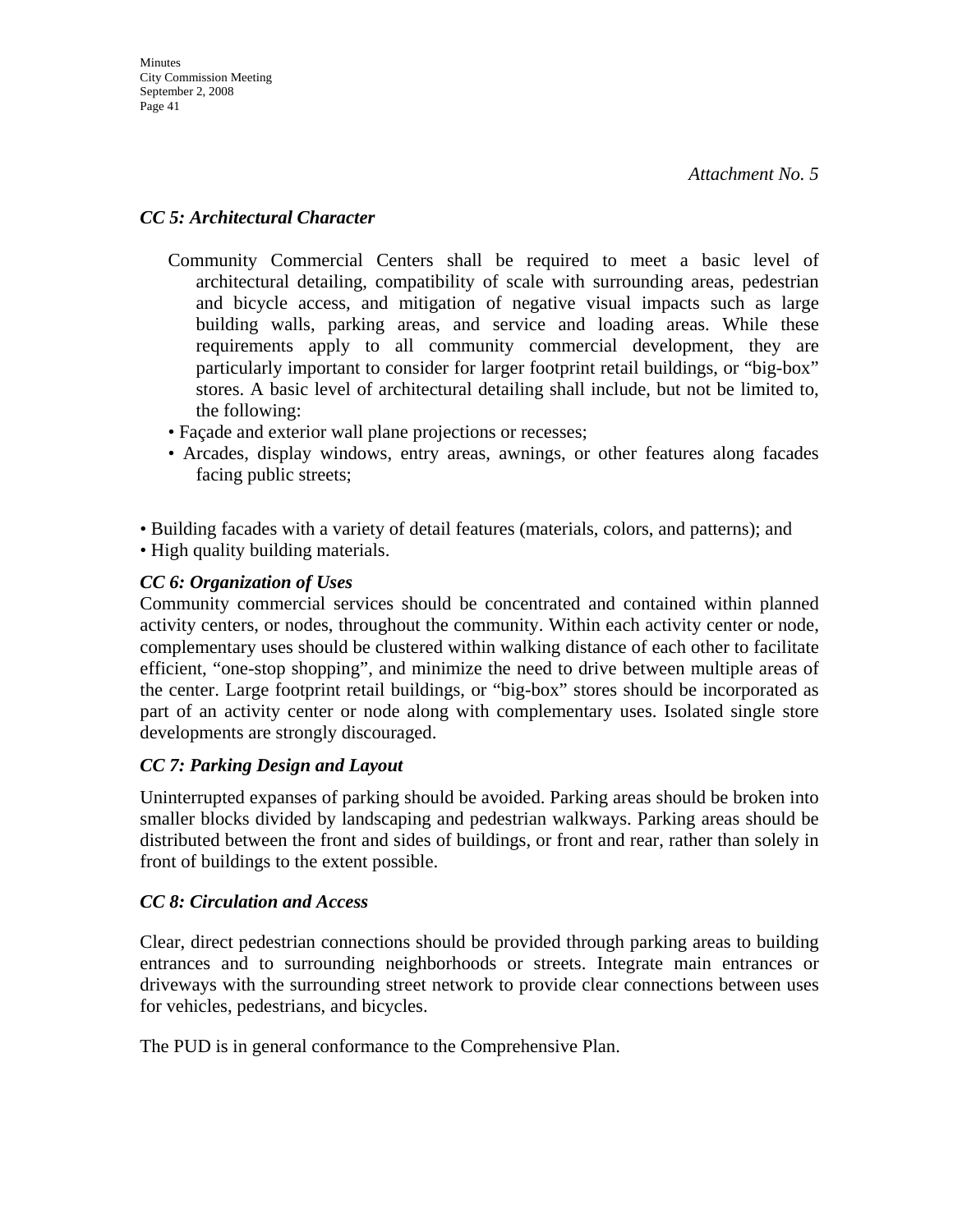*Attachment No. 5*

***CC 5: Architectural Character***

Community Commercial Centers shall be required to meet a basic level of architectural detailing, compatibility of scale with surrounding areas, pedestrian and bicycle access, and mitigation of negative visual impacts such as large building walls, parking areas, and service and loading areas. While these requirements apply to all community commercial development, they are particularly important to consider for larger footprint retail buildings, or "big-box" stores. A basic level of architectural detailing shall include, but not be limited to, the following:

- Façade and exterior wall plane projections or recesses;
- Arcades, display windows, entry areas, awnings, or other features along facades facing public streets;
- Building facades with a variety of detail features (materials, colors, and patterns); and
- High quality building materials.

***CC 6: Organization of Uses***

Community commercial services should be concentrated and contained within planned activity centers, or nodes, throughout the community. Within each activity center or node, complementary uses should be clustered within walking distance of each other to facilitate efficient, "one-stop shopping", and minimize the need to drive between multiple areas of the center. Large footprint retail buildings, or "big-box" stores should be incorporated as part of an activity center or node along with complementary uses. Isolated single store developments are strongly discouraged.

***CC 7: Parking Design and Layout***

Uninterrupted expanses of parking should be avoided. Parking areas should be broken into smaller blocks divided by landscaping and pedestrian walkways. Parking areas should be distributed between the front and sides of buildings, or front and rear, rather than solely in front of buildings to the extent possible.

***CC 8: Circulation and Access***

Clear, direct pedestrian connections should be provided through parking areas to building entrances and to surrounding neighborhoods or streets. Integrate main entrances or driveways with the surrounding street network to provide clear connections between uses for vehicles, pedestrians, and bicycles.

The PUD is in general conformance to the Comprehensive Plan.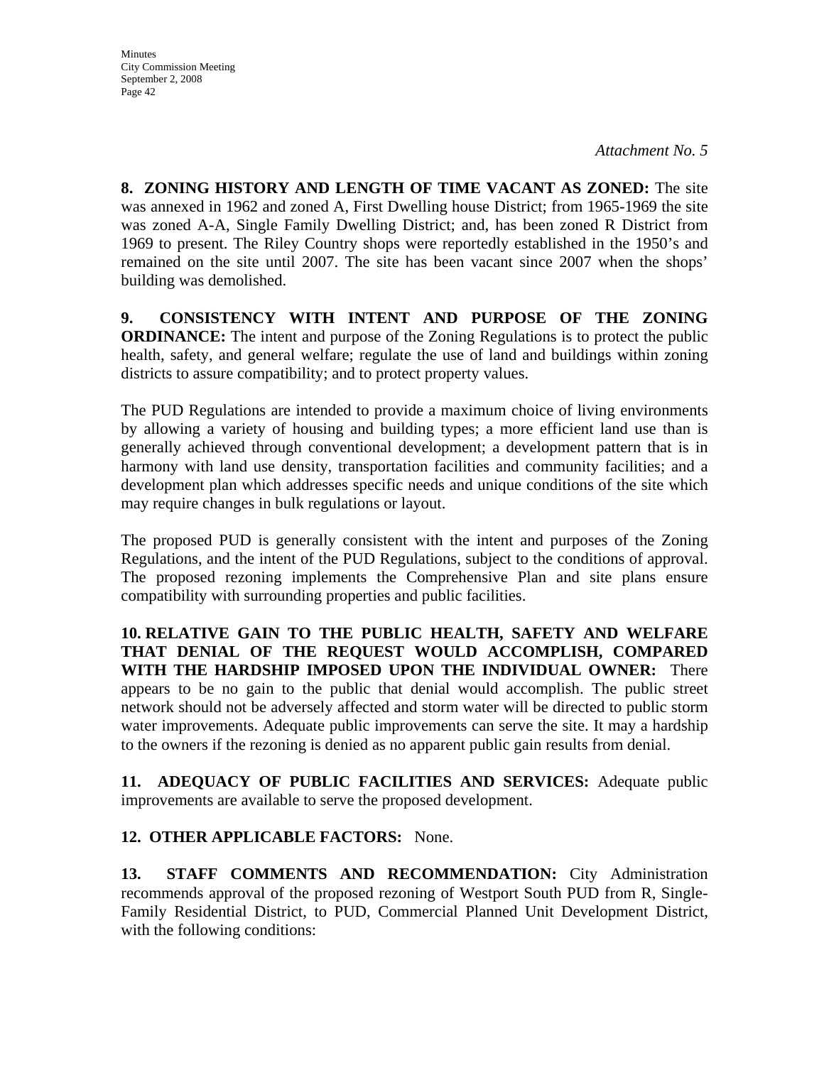*Attachment No. 5*

**8. ZONING HISTORY AND LENGTH OF TIME VACANT AS ZONED:** The site was annexed in 1962 and zoned A, First Dwelling house District; from 1965-1969 the site was zoned A-A, Single Family Dwelling District; and, has been zoned R District from 1969 to present. The Riley Country shops were reportedly established in the 1950's and remained on the site until 2007. The site has been vacant since 2007 when the shops' building was demolished.

**9. CONSISTENCY WITH INTENT AND PURPOSE OF THE ZONING ORDINANCE:** The intent and purpose of the Zoning Regulations is to protect the public health, safety, and general welfare; regulate the use of land and buildings within zoning districts to assure compatibility; and to protect property values.

The PUD Regulations are intended to provide a maximum choice of living environments by allowing a variety of housing and building types; a more efficient land use than is generally achieved through conventional development; a development pattern that is in harmony with land use density, transportation facilities and community facilities; and a development plan which addresses specific needs and unique conditions of the site which may require changes in bulk regulations or layout.

The proposed PUD is generally consistent with the intent and purposes of the Zoning Regulations, and the intent of the PUD Regulations, subject to the conditions of approval. The proposed rezoning implements the Comprehensive Plan and site plans ensure compatibility with surrounding properties and public facilities.

**10. RELATIVE GAIN TO THE PUBLIC HEALTH, SAFETY AND WELFARE THAT DENIAL OF THE REQUEST WOULD ACCOMPLISH, COMPARED WITH THE HARDSHIP IMPOSED UPON THE INDIVIDUAL OWNER:** There appears to be no gain to the public that denial would accomplish. The public street network should not be adversely affected and storm water will be directed to public storm water improvements. Adequate public improvements can serve the site. It may a hardship to the owners if the rezoning is denied as no apparent public gain results from denial.

**11. ADEQUACY OF PUBLIC FACILITIES AND SERVICES:** Adequate public improvements are available to serve the proposed development.

**12. OTHER APPLICABLE FACTORS:** None.

**13. STAFF COMMENTS AND RECOMMENDATION:** City Administration recommends approval of the proposed rezoning of Westport South PUD from R, Single-Family Residential District, to PUD, Commercial Planned Unit Development District, with the following conditions: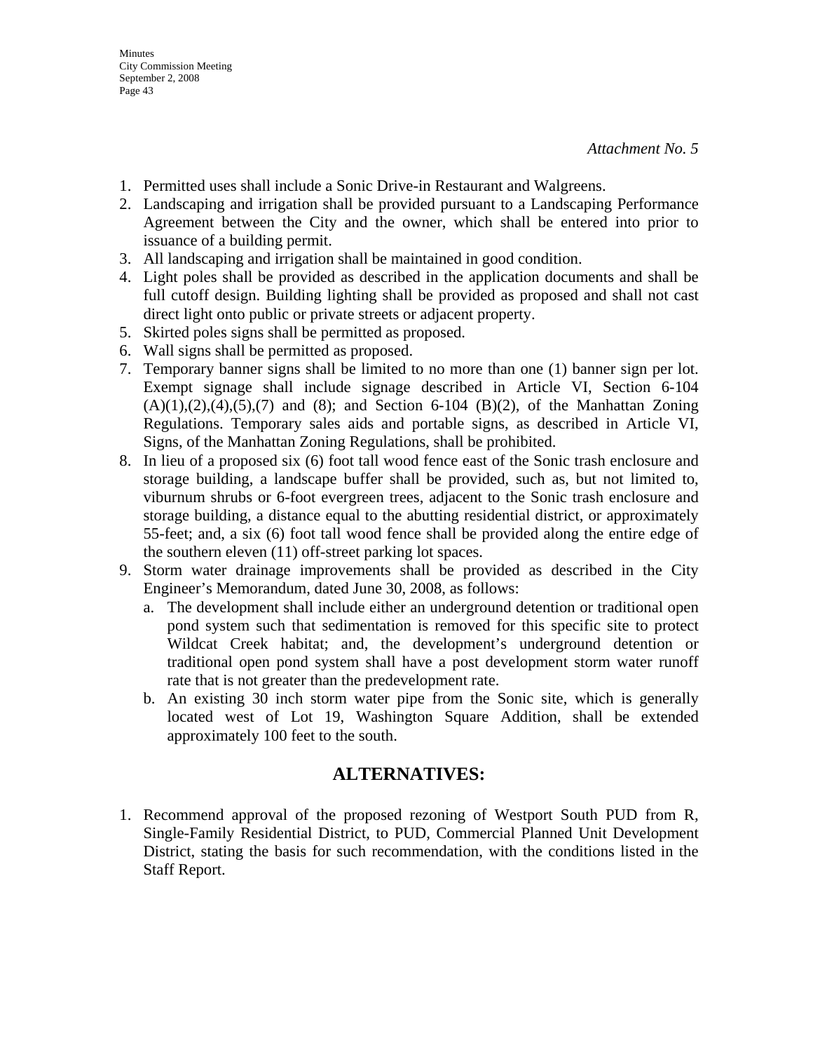*Attachment No. 5*

1. Permitted uses shall include a Sonic Drive-in Restaurant and Walgreens.
2. Landscaping and irrigation shall be provided pursuant to a Landscaping Performance Agreement between the City and the owner, which shall be entered into prior to issuance of a building permit.
3. All landscaping and irrigation shall be maintained in good condition.
4. Light poles shall be provided as described in the application documents and shall be full cutoff design. Building lighting shall be provided as proposed and shall not cast direct light onto public or private streets or adjacent property.
5. Skirted poles signs shall be permitted as proposed.
6. Wall signs shall be permitted as proposed.
7. Temporary banner signs shall be limited to no more than one (1) banner sign per lot. Exempt signage shall include signage described in Article VI, Section 6-104 (A)(1),(2),(4),(5),(7) and (8); and Section 6-104 (B)(2), of the Manhattan Zoning Regulations. Temporary sales aids and portable signs, as described in Article VI, Signs, of the Manhattan Zoning Regulations, shall be prohibited.
8. In lieu of a proposed six (6) foot tall wood fence east of the Sonic trash enclosure and storage building, a landscape buffer shall be provided, such as, but not limited to, viburnum shrubs or 6-foot evergreen trees, adjacent to the Sonic trash enclosure and storage building, a distance equal to the abutting residential district, or approximately 55-feet; and, a six (6) foot tall wood fence shall be provided along the entire edge of the southern eleven (11) off-street parking lot spaces.
9. Storm water drainage improvements shall be provided as described in the City Engineer's Memorandum, dated June 30, 2008, as follows:
   a. The development shall include either an underground detention or traditional open pond system such that sedimentation is removed for this specific site to protect Wildcat Creek habitat; and, the development's underground detention or traditional open pond system shall have a post development storm water runoff rate that is not greater than the predevelopment rate.
   b. An existing 30 inch storm water pipe from the Sonic site, which is generally located west of Lot 19, Washington Square Addition, shall be extended approximately 100 feet to the south.

## ALTERNATIVES:

1. Recommend approval of the proposed rezoning of Westport South PUD from R, Single-Family Residential District, to PUD, Commercial Planned Unit Development District, stating the basis for such recommendation, with the conditions listed in the Staff Report.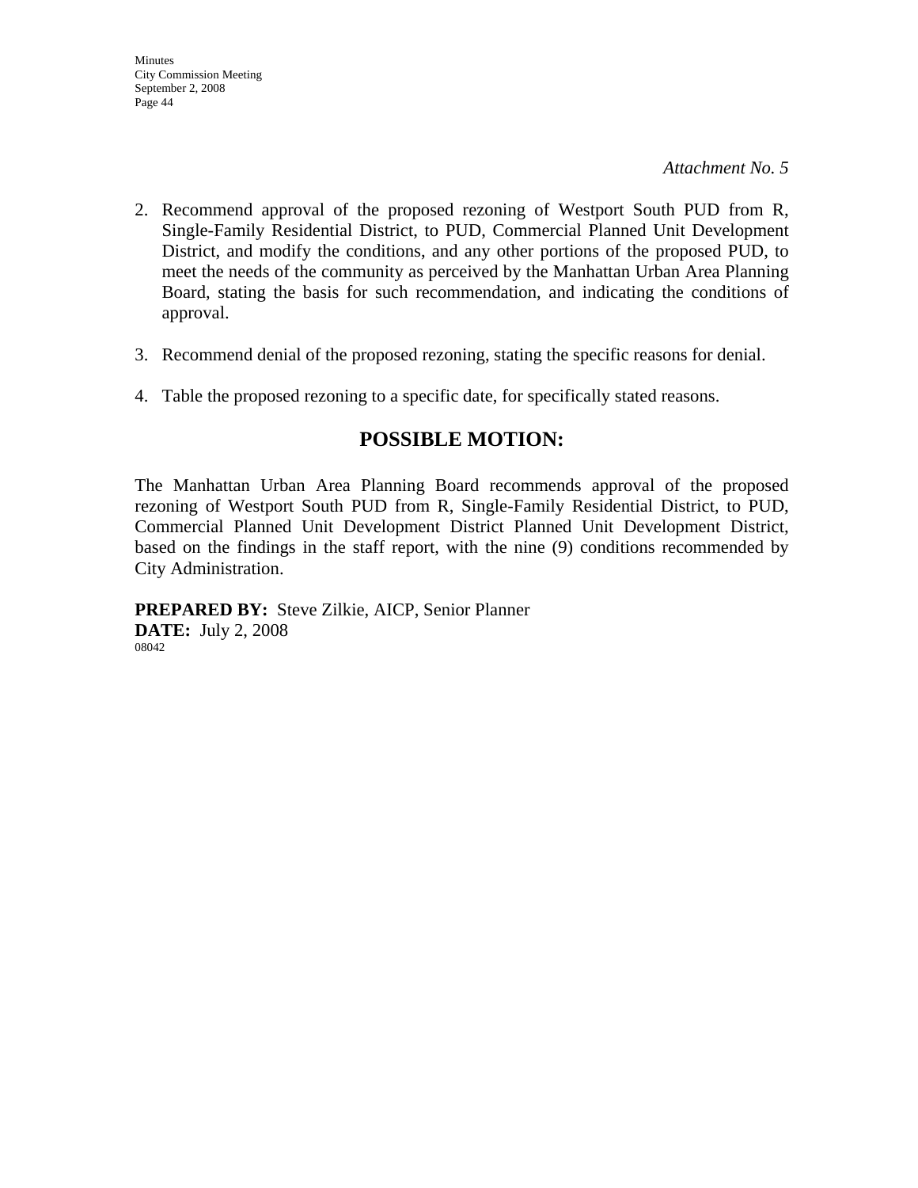*Attachment No. 5*

2. Recommend approval of the proposed rezoning of Westport South PUD from R, Single-Family Residential District, to PUD, Commercial Planned Unit Development District, and modify the conditions, and any other portions of the proposed PUD, to meet the needs of the community as perceived by the Manhattan Urban Area Planning Board, stating the basis for such recommendation, and indicating the conditions of approval.

3. Recommend denial of the proposed rezoning, stating the specific reasons for denial.

4. Table the proposed rezoning to a specific date, for specifically stated reasons.

## POSSIBLE MOTION:

The Manhattan Urban Area Planning Board recommends approval of the proposed rezoning of Westport South PUD from R, Single-Family Residential District, to PUD, Commercial Planned Unit Development District Planned Unit Development District, based on the findings in the staff report, with the nine (9) conditions recommended by City Administration.

**PREPARED BY:** Steve Zilkie, AICP, Senior Planner
**DATE:** July 2, 2008
08042